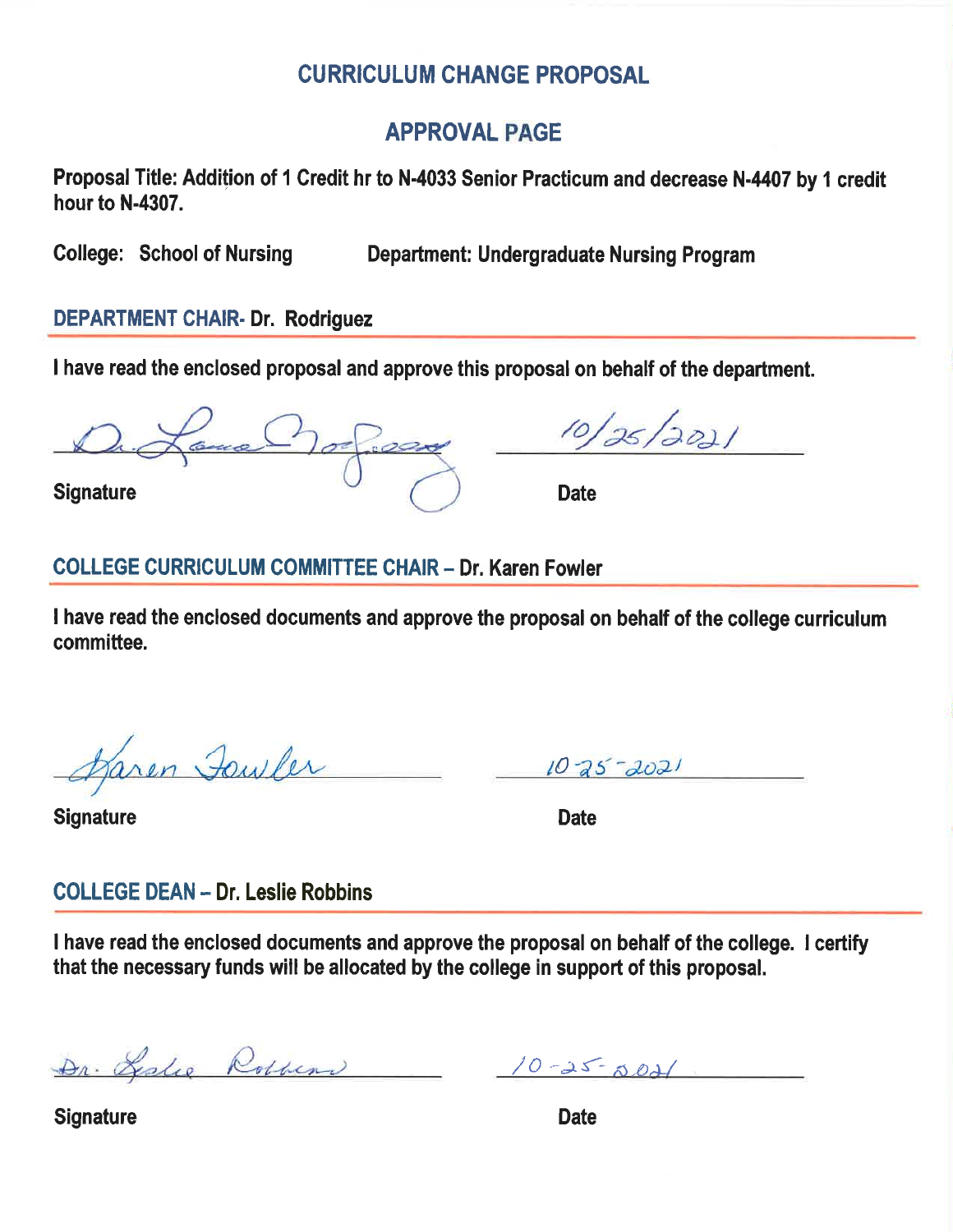# CURRICULUM CHANGE PROPOSAL

## APPROVAL PAGE

**Proposal Title: Addition of 1 Credit hr to N-4033 Senior Practicum and decrease N-4407 by 1 credit hour to N-4307.**

**College: School of Nursing** **Department: Undergraduate Nursing Program**

### DEPARTMENT CHAIR- Dr. Rodriguez

**I have read the enclosed proposal and approve this proposal on behalf of the department.**

Dr. Laura Rodriguez    10/25/2021

**Signature** **Date**

### COLLEGE CURRICULUM COMMITTEE CHAIR – Dr. Karen Fowler

**I have read the enclosed documents and approve the proposal on behalf of the college curriculum committee.**

Karen Fowler    10-25-2021

**Signature** **Date**

### COLLEGE DEAN – Dr. Leslie Robbins

**I have read the enclosed documents and approve the proposal on behalf of the college. I certify that the necessary funds will be allocated by the college in support of this proposal.**

Dr. Leslie Robbins    10-25-2021

**Signature** **Date**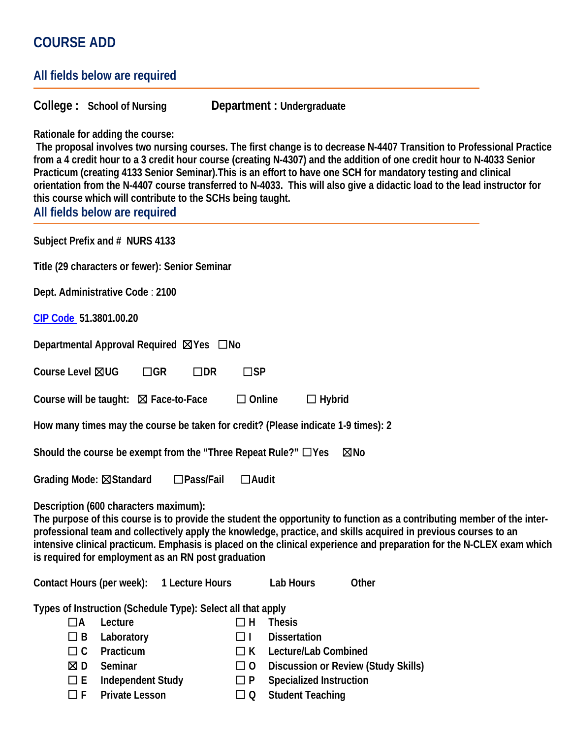# COURSE ADD

## All fields below are required

**College :** School of Nursing **Department :** Undergraduate

**Rationale for adding the course:**
The proposal involves two nursing courses. The first change is to decrease N-4407 Transition to Professional Practice from a 4 credit hour to a 3 credit hour course (creating N-4307) and the addition of one credit hour to N-4033 Senior Practicum (creating 4133 Senior Seminar).This is an effort to have one SCH for mandatory testing and clinical orientation from the N-4407 course transferred to N-4033. This will also give a didactic load to the lead instructor for this course which will contribute to the SCHs being taught.

## All fields below are required

**Subject Prefix and #** NURS 4133

**Title (29 characters or fewer):** Senior Seminar

**Dept. Administrative Code** : 2100

**CIP Code** 51.3801.00.20

**Departmental Approval Required** ☒Yes ☐No

**Course Level** ☒UG ☐GR ☐DR ☐SP

**Course will be taught:** ☒ Face-to-Face ☐ Online ☐ Hybrid

**How many times may the course be taken for credit? (Please indicate 1-9 times):** 2

**Should the course be exempt from the "Three Repeat Rule?"** ☐Yes ☒No

**Grading Mode:** ☒Standard ☐Pass/Fail ☐Audit

**Description (600 characters maximum):**
The purpose of this course is to provide the student the opportunity to function as a contributing member of the inter-professional team and collectively apply the knowledge, practice, and skills acquired in previous courses to an intensive clinical practicum. Emphasis is placed on the clinical experience and preparation for the N-CLEX exam which is required for employment as an RN post graduation

**Contact Hours (per week):** 1 Lecture Hours Lab Hours Other

**Types of Instruction (Schedule Type): Select all that apply**

- ☐A Lecture
- ☐ B Laboratory
- ☐ C Practicum
- ☒ D Seminar
- ☐ E Independent Study
- ☐ F Private Lesson
- ☐ H Thesis
- ☐ I Dissertation
- ☐ K Lecture/Lab Combined
- ☐ O Discussion or Review (Study Skills)
- ☐ P Specialized Instruction
- ☐ Q Student Teaching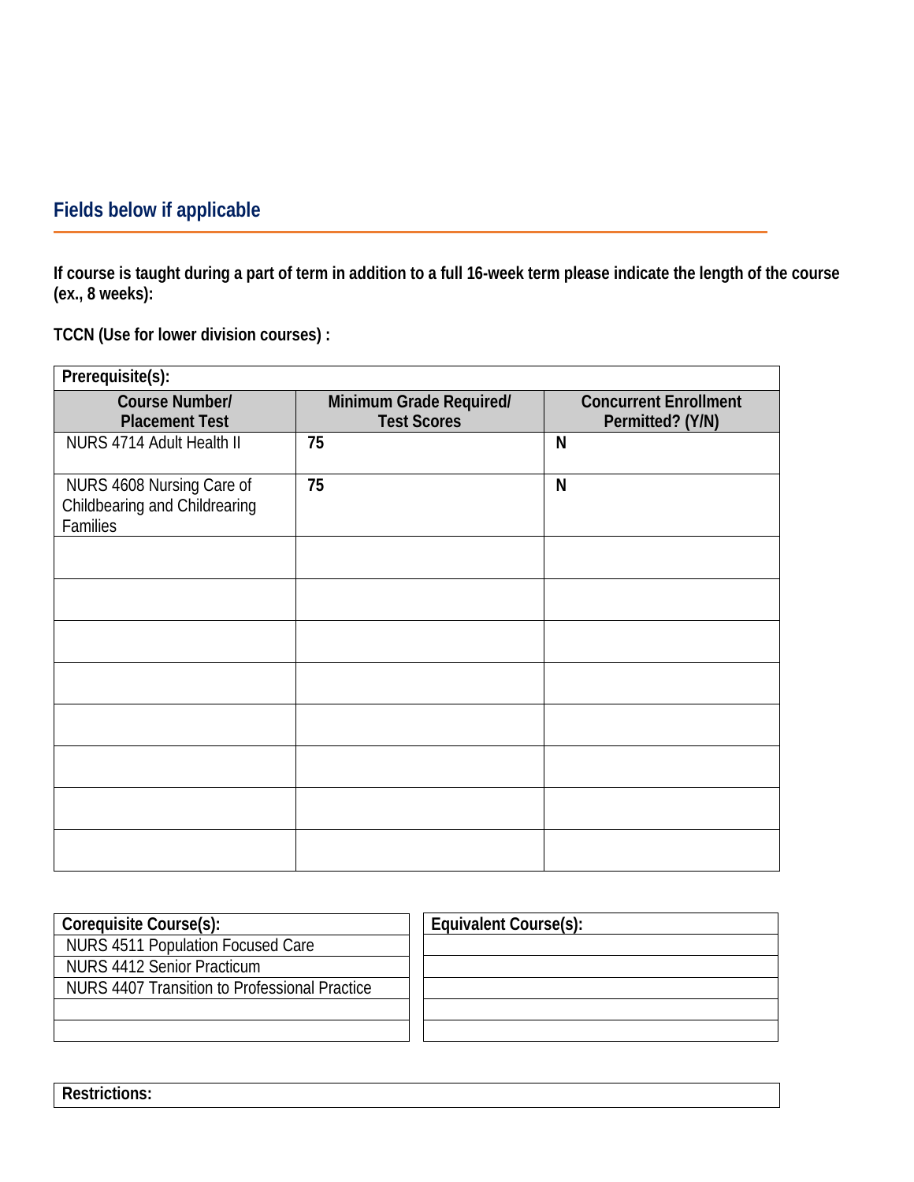## Fields below if applicable

**If course is taught during a part of term in addition to a full 16-week term please indicate the length of the course (ex., 8 weeks):**

**TCCN (Use for lower division courses) :**

**Prerequisite(s):**

| Course Number/ Placement Test | Minimum Grade Required/ Test Scores | Concurrent Enrollment Permitted? (Y/N) |
|---|---|---|
| NURS 4714 Adult Health II | **75** | **N** |
| NURS 4608 Nursing Care of Childbearing and Childrearing Families | **75** | **N** |
| | | |
| | | |
| | | |
| | | |
| | | |
| | | |
| | | |
| | | |

| Corequisite Course(s): |
|---|
| NURS 4511 Population Focused Care |
| NURS 4412 Senior Practicum |
| NURS 4407 Transition to Professional Practice |
| |
| |

| Equivalent Course(s): |
|---|
| |
| |
| |
| |
| |

**Restrictions:**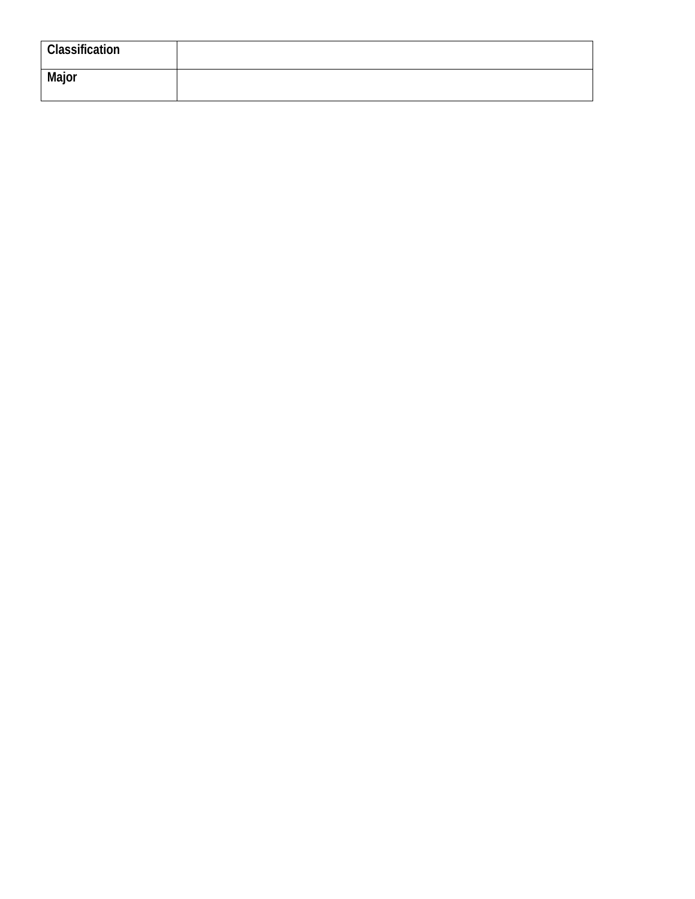| **Classification** | |
|---|---|
| **Major** | |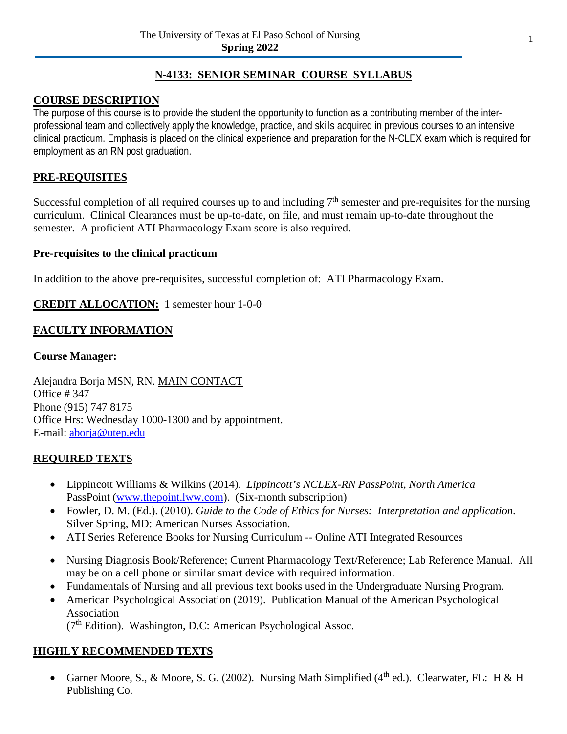# N-4133: SENIOR SEMINAR COURSE SYLLABUS

## COURSE DESCRIPTION

The purpose of this course is to provide the student the opportunity to function as a contributing member of the inter-professional team and collectively apply the knowledge, practice, and skills acquired in previous courses to an intensive clinical practicum. Emphasis is placed on the clinical experience and preparation for the N-CLEX exam which is required for employment as an RN post graduation.

## PRE-REQUISITES

Successful completion of all required courses up to and including 7th semester and pre-requisites for the nursing curriculum. Clinical Clearances must be up-to-date, on file, and must remain up-to-date throughout the semester. A proficient ATI Pharmacology Exam score is also required.

### Pre-requisites to the clinical practicum

In addition to the above pre-requisites, successful completion of: ATI Pharmacology Exam.

**CREDIT ALLOCATION:** 1 semester hour 1-0-0

## FACULTY INFORMATION

**Course Manager:**

Alejandra Borja MSN, RN. MAIN CONTACT
Office # 347
Phone (915) 747 8175
Office Hrs: Wednesday 1000-1300 and by appointment.
E-mail: aborja@utep.edu

## REQUIRED TEXTS

- Lippincott Williams & Wilkins (2014). *Lippincott's NCLEX-RN PassPoint, North America* PassPoint (www.thepoint.lww.com). (Six-month subscription)
- Fowler, D. M. (Ed.). (2010). *Guide to the Code of Ethics for Nurses: Interpretation and application.* Silver Spring, MD: American Nurses Association.
- ATI Series Reference Books for Nursing Curriculum -- Online ATI Integrated Resources
- Nursing Diagnosis Book/Reference; Current Pharmacology Text/Reference; Lab Reference Manual. All may be on a cell phone or similar smart device with required information.
- Fundamentals of Nursing and all previous text books used in the Undergraduate Nursing Program.
- American Psychological Association (2019). Publication Manual of the American Psychological Association (7th Edition). Washington, D.C: American Psychological Assoc.

## HIGHLY RECOMMENDED TEXTS

- Garner Moore, S., & Moore, S. G. (2002). Nursing Math Simplified (4th ed.). Clearwater, FL: H & H Publishing Co.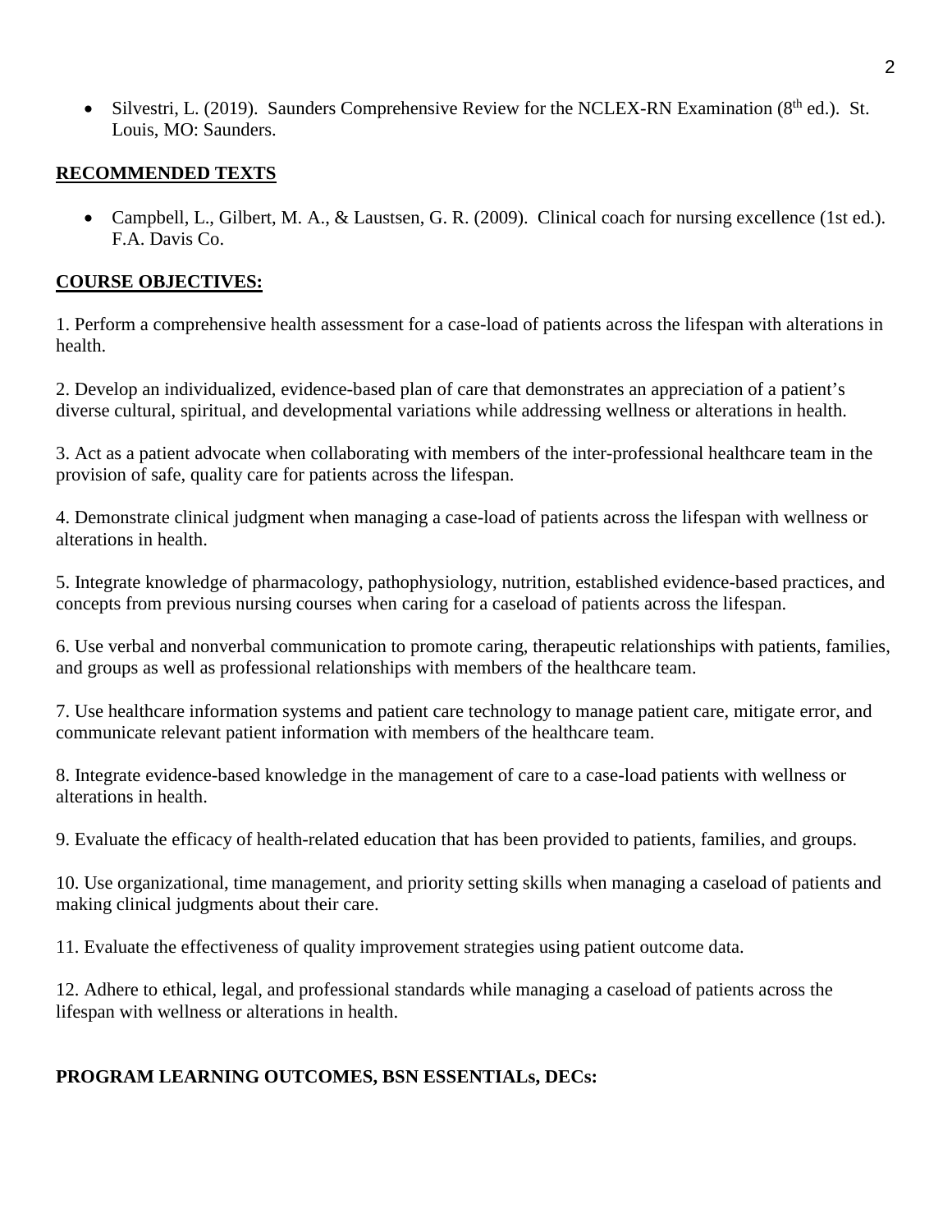- Silvestri, L. (2019). Saunders Comprehensive Review for the NCLEX-RN Examination (8th ed.). St. Louis, MO: Saunders.

## RECOMMENDED TEXTS

- Campbell, L., Gilbert, M. A., & Laustsen, G. R. (2009). Clinical coach for nursing excellence (1st ed.). F.A. Davis Co.

## COURSE OBJECTIVES:

1. Perform a comprehensive health assessment for a case-load of patients across the lifespan with alterations in health.

2. Develop an individualized, evidence-based plan of care that demonstrates an appreciation of a patient's diverse cultural, spiritual, and developmental variations while addressing wellness or alterations in health.

3. Act as a patient advocate when collaborating with members of the inter-professional healthcare team in the provision of safe, quality care for patients across the lifespan.

4. Demonstrate clinical judgment when managing a case-load of patients across the lifespan with wellness or alterations in health.

5. Integrate knowledge of pharmacology, pathophysiology, nutrition, established evidence-based practices, and concepts from previous nursing courses when caring for a caseload of patients across the lifespan.

6. Use verbal and nonverbal communication to promote caring, therapeutic relationships with patients, families, and groups as well as professional relationships with members of the healthcare team.

7. Use healthcare information systems and patient care technology to manage patient care, mitigate error, and communicate relevant patient information with members of the healthcare team.

8. Integrate evidence-based knowledge in the management of care to a case-load patients with wellness or alterations in health.

9. Evaluate the efficacy of health-related education that has been provided to patients, families, and groups.

10. Use organizational, time management, and priority setting skills when managing a caseload of patients and making clinical judgments about their care.

11. Evaluate the effectiveness of quality improvement strategies using patient outcome data.

12. Adhere to ethical, legal, and professional standards while managing a caseload of patients across the lifespan with wellness or alterations in health.

## PROGRAM LEARNING OUTCOMES, BSN ESSENTIALs, DECs: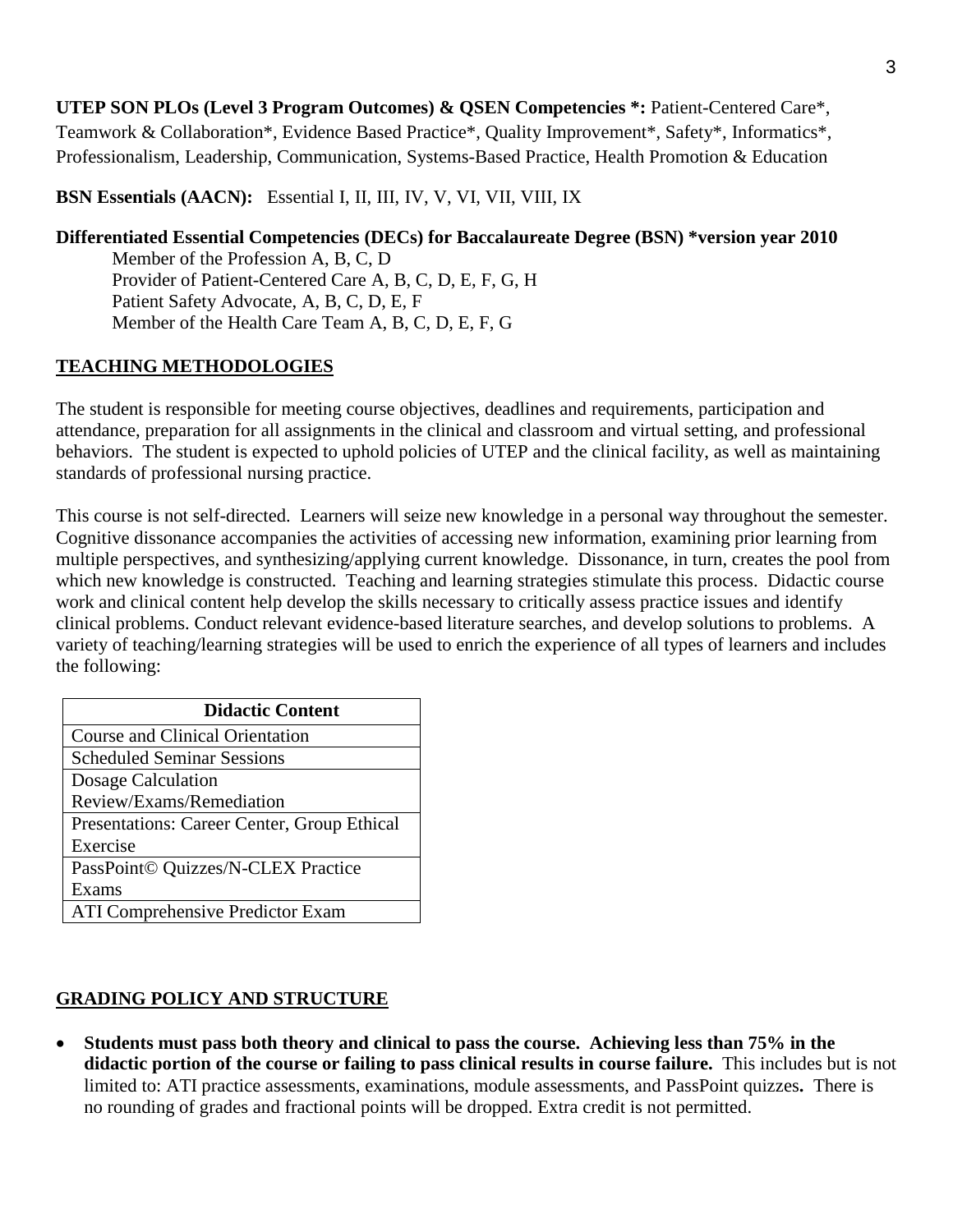**UTEP SON PLOs (Level 3 Program Outcomes) & QSEN Competencies *:** Patient-Centered Care*, Teamwork & Collaboration*, Evidence Based Practice*, Quality Improvement*, Safety*, Informatics*, Professionalism, Leadership, Communication, Systems-Based Practice, Health Promotion & Education

**BSN Essentials (AACN):** Essential I, II, III, IV, V, VI, VII, VIII, IX

**Differentiated Essential Competencies (DECs) for Baccalaureate Degree (BSN) *version year 2010**

Member of the Profession A, B, C, D
Provider of Patient-Centered Care A, B, C, D, E, F, G, H
Patient Safety Advocate, A, B, C, D, E, F
Member of the Health Care Team A, B, C, D, E, F, G

## TEACHING METHODOLOGIES

The student is responsible for meeting course objectives, deadlines and requirements, participation and attendance, preparation for all assignments in the clinical and classroom and virtual setting, and professional behaviors. The student is expected to uphold policies of UTEP and the clinical facility, as well as maintaining standards of professional nursing practice.

This course is not self-directed. Learners will seize new knowledge in a personal way throughout the semester. Cognitive dissonance accompanies the activities of accessing new information, examining prior learning from multiple perspectives, and synthesizing/applying current knowledge. Dissonance, in turn, creates the pool from which new knowledge is constructed. Teaching and learning strategies stimulate this process. Didactic course work and clinical content help develop the skills necessary to critically assess practice issues and identify clinical problems. Conduct relevant evidence-based literature searches, and develop solutions to problems. A variety of teaching/learning strategies will be used to enrich the experience of all types of learners and includes the following:

| Didactic Content |
|---|
| Course and Clinical Orientation |
| Scheduled Seminar Sessions |
| Dosage Calculation Review/Exams/Remediation |
| Presentations: Career Center, Group Ethical Exercise |
| PassPoint© Quizzes/N-CLEX Practice Exams |
| ATI Comprehensive Predictor Exam |

## GRADING POLICY AND STRUCTURE

- **Students must pass both theory and clinical to pass the course. Achieving less than 75% in the didactic portion of the course or failing to pass clinical results in course failure.** This includes but is not limited to: ATI practice assessments, examinations, module assessments, and PassPoint quizzes**.** There is no rounding of grades and fractional points will be dropped. Extra credit is not permitted.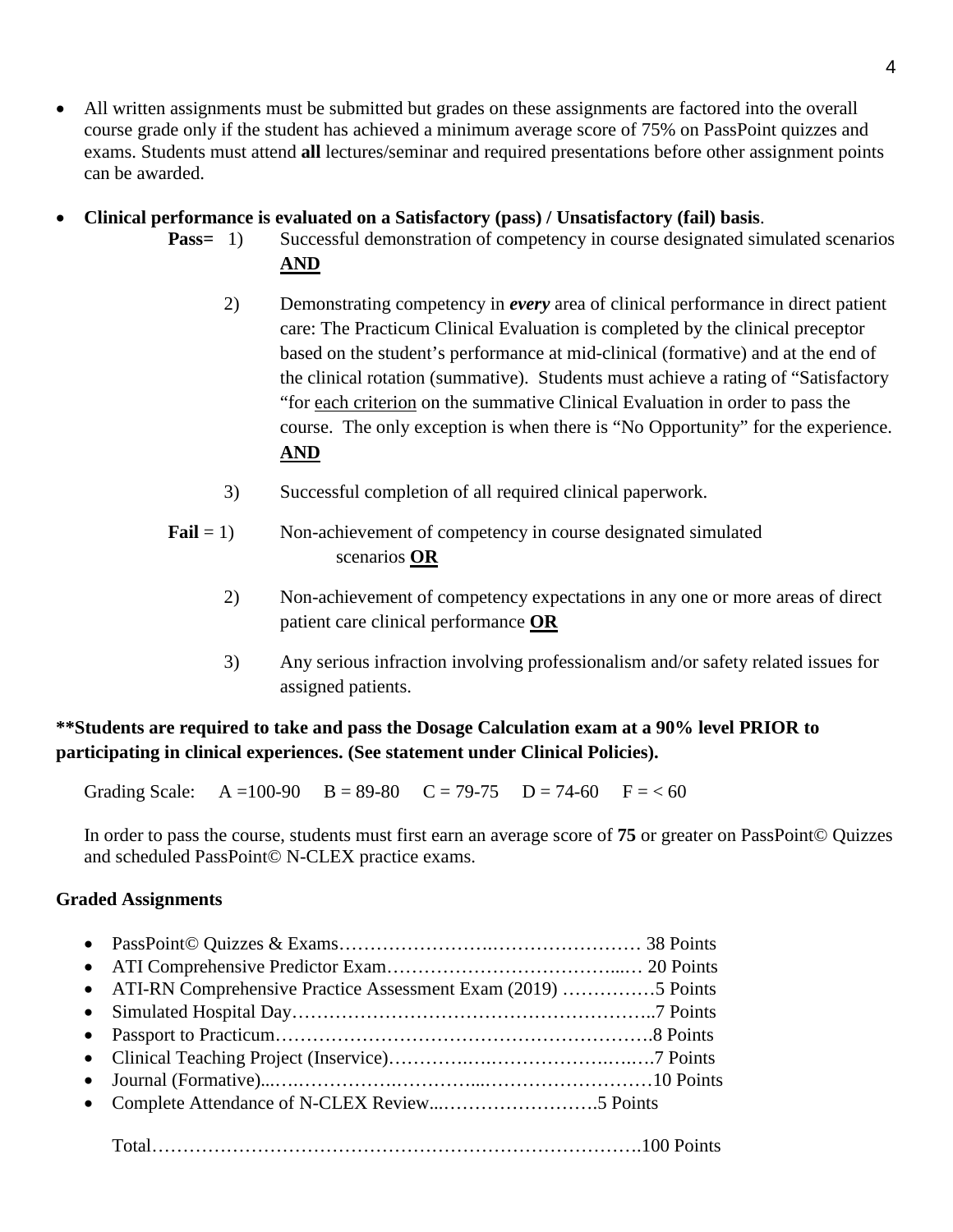- All written assignments must be submitted but grades on these assignments are factored into the overall course grade only if the student has achieved a minimum average score of 75% on PassPoint quizzes and exams. Students must attend **all** lectures/seminar and required presentations before other assignment points can be awarded.

- **Clinical performance is evaluated on a Satisfactory (pass) / Unsatisfactory (fail) basis**.

  **Pass=** 1) Successful demonstration of competency in course designated simulated scenarios **AND**

  2) Demonstrating competency in ***every*** area of clinical performance in direct patient care: The Practicum Clinical Evaluation is completed by the clinical preceptor based on the student's performance at mid-clinical (formative) and at the end of the clinical rotation (summative). Students must achieve a rating of "Satisfactory "for each criterion on the summative Clinical Evaluation in order to pass the course. The only exception is when there is "No Opportunity" for the experience. **AND**

  3) Successful completion of all required clinical paperwork.

  **Fail** = 1) Non-achievement of competency in course designated simulated scenarios **OR**

  2) Non-achievement of competency expectations in any one or more areas of direct patient care clinical performance **OR**

  3) Any serious infraction involving professionalism and/or safety related issues for assigned patients.

**\*\*Students are required to take and pass the Dosage Calculation exam at a 90% level PRIOR to participating in clinical experiences. (See statement under Clinical Policies).**

Grading Scale: A =100-90 B = 89-80 C = 79-75 D = 74-60 F = < 60

In order to pass the course, students must first earn an average score of **75** or greater on PassPoint© Quizzes and scheduled PassPoint© N-CLEX practice exams.

**Graded Assignments**

- PassPoint© Quizzes & Exams……………………………………………… 38 Points
- ATI Comprehensive Predictor Exam………………………………….… 20 Points
- ATI-RN Comprehensive Practice Assessment Exam (2019) ……………5 Points
- Simulated Hospital Day………………………………………………..7 Points
- Passport to Practicum………………………………………………….8 Points
- Clinical Teaching Project (Inservice)…………………………………….7 Points
- Journal (Formative)...…………………………………………………10 Points
- Complete Attendance of N-CLEX Review...…………………….5 Points

Total……………………………………………………………………….100 Points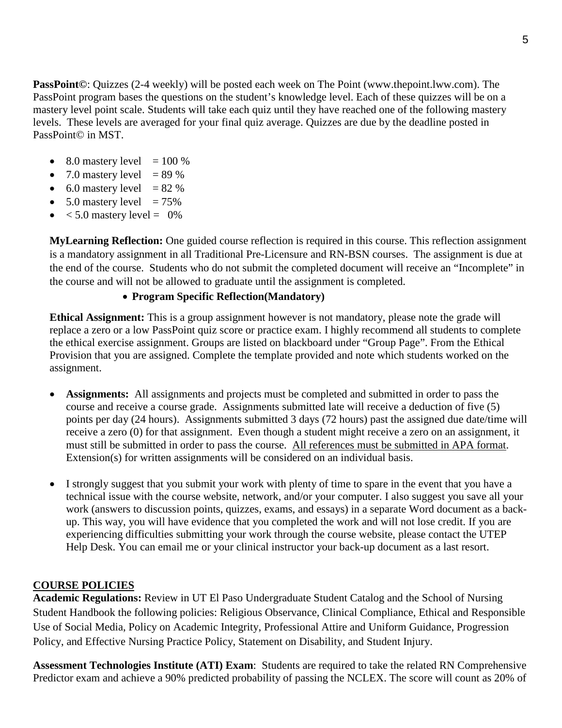**PassPoint©**: Quizzes (2-4 weekly) will be posted each week on The Point (www.thepoint.lww.com). The PassPoint program bases the questions on the student's knowledge level. Each of these quizzes will be on a mastery level point scale. Students will take each quiz until they have reached one of the following mastery levels. These levels are averaged for your final quiz average. Quizzes are due by the deadline posted in PassPoint© in MST.

- 8.0 mastery level = 100 %
- 7.0 mastery level = 89 %
- 6.0 mastery level = 82 %
- 5.0 mastery level = 75%
- < 5.0 mastery level = 0%

**MyLearning Reflection:** One guided course reflection is required in this course. This reflection assignment is a mandatory assignment in all Traditional Pre-Licensure and RN-BSN courses. The assignment is due at the end of the course. Students who do not submit the completed document will receive an "Incomplete" in the course and will not be allowed to graduate until the assignment is completed.

- **Program Specific Reflection(Mandatory)**

**Ethical Assignment:** This is a group assignment however is not mandatory, please note the grade will replace a zero or a low PassPoint quiz score or practice exam. I highly recommend all students to complete the ethical exercise assignment. Groups are listed on blackboard under "Group Page". From the Ethical Provision that you are assigned. Complete the template provided and note which students worked on the assignment.

- **Assignments:** All assignments and projects must be completed and submitted in order to pass the course and receive a course grade. Assignments submitted late will receive a deduction of five (5) points per day (24 hours). Assignments submitted 3 days (72 hours) past the assigned due date/time will receive a zero (0) for that assignment. Even though a student might receive a zero on an assignment, it must still be submitted in order to pass the course. <u>All references must be submitted in APA format</u>. Extension(s) for written assignments will be considered on an individual basis.

- I strongly suggest that you submit your work with plenty of time to spare in the event that you have a technical issue with the course website, network, and/or your computer. I also suggest you save all your work (answers to discussion points, quizzes, exams, and essays) in a separate Word document as a back-up. This way, you will have evidence that you completed the work and will not lose credit. If you are experiencing difficulties submitting your work through the course website, please contact the UTEP Help Desk. You can email me or your clinical instructor your back-up document as a last resort.

## COURSE POLICIES

**Academic Regulations:** Review in UT El Paso Undergraduate Student Catalog and the School of Nursing Student Handbook the following policies: Religious Observance, Clinical Compliance, Ethical and Responsible Use of Social Media, Policy on Academic Integrity, Professional Attire and Uniform Guidance, Progression Policy, and Effective Nursing Practice Policy, Statement on Disability, and Student Injury.

**Assessment Technologies Institute (ATI) Exam**: Students are required to take the related RN Comprehensive Predictor exam and achieve a 90% predicted probability of passing the NCLEX. The score will count as 20% of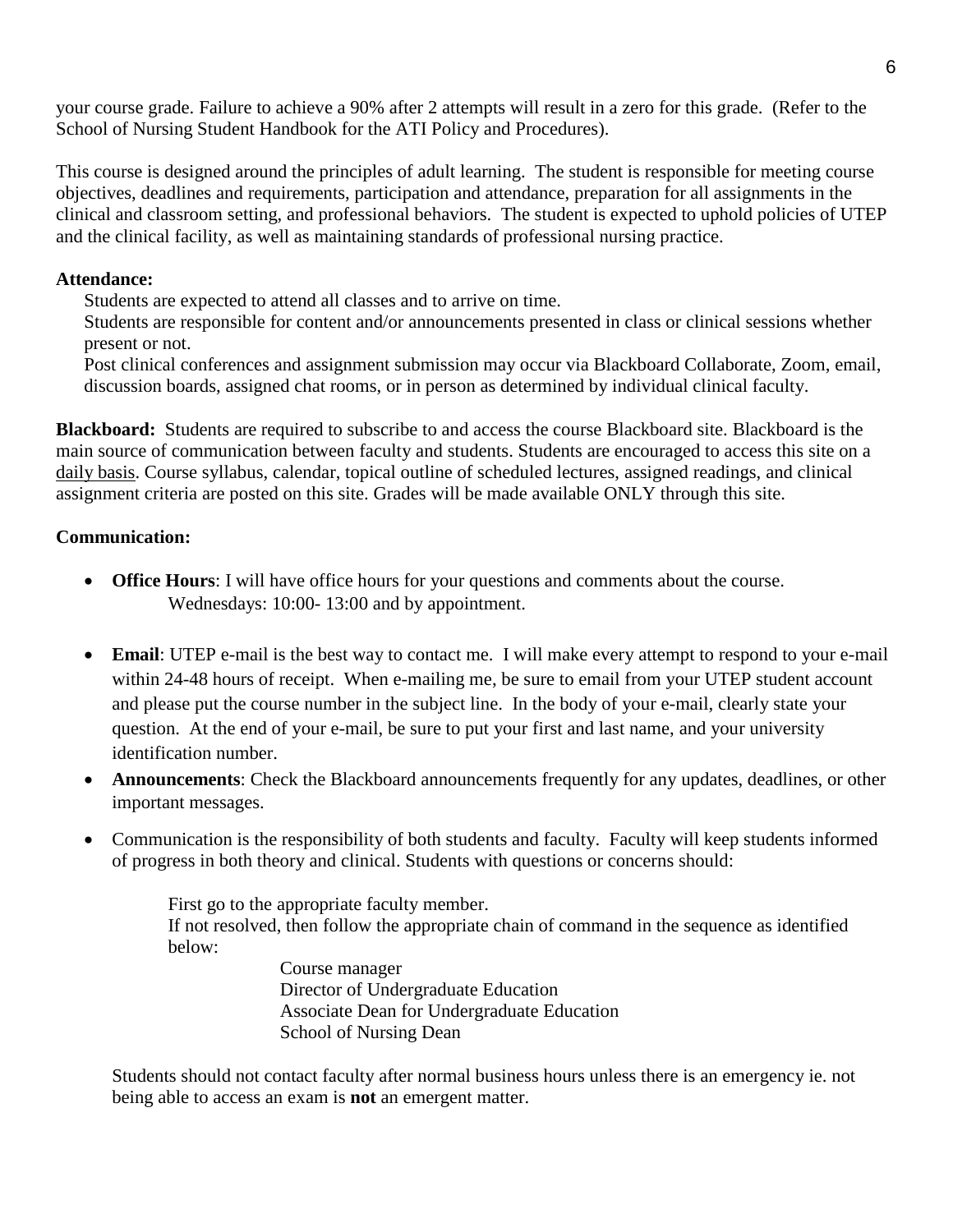your course grade. Failure to achieve a 90% after 2 attempts will result in a zero for this grade. (Refer to the School of Nursing Student Handbook for the ATI Policy and Procedures).

This course is designed around the principles of adult learning. The student is responsible for meeting course objectives, deadlines and requirements, participation and attendance, preparation for all assignments in the clinical and classroom setting, and professional behaviors. The student is expected to uphold policies of UTEP and the clinical facility, as well as maintaining standards of professional nursing practice.

**Attendance:**

Students are expected to attend all classes and to arrive on time.

Students are responsible for content and/or announcements presented in class or clinical sessions whether present or not.

Post clinical conferences and assignment submission may occur via Blackboard Collaborate, Zoom, email, discussion boards, assigned chat rooms, or in person as determined by individual clinical faculty.

**Blackboard:** Students are required to subscribe to and access the course Blackboard site. Blackboard is the main source of communication between faculty and students. Students are encouraged to access this site on a daily basis. Course syllabus, calendar, topical outline of scheduled lectures, assigned readings, and clinical assignment criteria are posted on this site. Grades will be made available ONLY through this site.

**Communication:**

- **Office Hours**: I will have office hours for your questions and comments about the course.
  Wednesdays: 10:00- 13:00 and by appointment.
- **Email**: UTEP e-mail is the best way to contact me. I will make every attempt to respond to your e-mail within 24-48 hours of receipt. When e-mailing me, be sure to email from your UTEP student account and please put the course number in the subject line. In the body of your e-mail, clearly state your question. At the end of your e-mail, be sure to put your first and last name, and your university identification number.
- **Announcements**: Check the Blackboard announcements frequently for any updates, deadlines, or other important messages.
- Communication is the responsibility of both students and faculty. Faculty will keep students informed of progress in both theory and clinical. Students with questions or concerns should:

  First go to the appropriate faculty member.
  If not resolved, then follow the appropriate chain of command in the sequence as identified below:

  Course manager
  Director of Undergraduate Education
  Associate Dean for Undergraduate Education
  School of Nursing Dean

Students should not contact faculty after normal business hours unless there is an emergency ie. not being able to access an exam is **not** an emergent matter.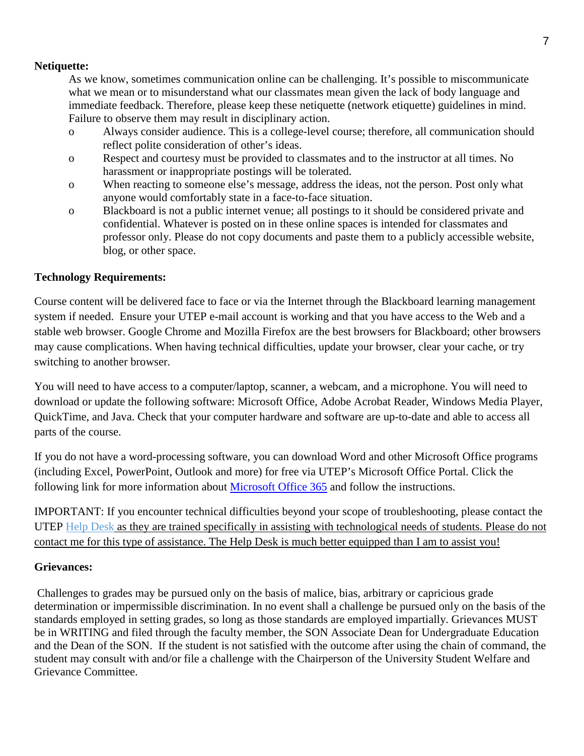**Netiquette:**

As we know, sometimes communication online can be challenging. It's possible to miscommunicate what we mean or to misunderstand what our classmates mean given the lack of body language and immediate feedback. Therefore, please keep these netiquette (network etiquette) guidelines in mind. Failure to observe them may result in disciplinary action.

- Always consider audience. This is a college-level course; therefore, all communication should reflect polite consideration of other's ideas.
- Respect and courtesy must be provided to classmates and to the instructor at all times. No harassment or inappropriate postings will be tolerated.
- When reacting to someone else's message, address the ideas, not the person. Post only what anyone would comfortably state in a face-to-face situation.
- Blackboard is not a public internet venue; all postings to it should be considered private and confidential. Whatever is posted on in these online spaces is intended for classmates and professor only. Please do not copy documents and paste them to a publicly accessible website, blog, or other space.

**Technology Requirements:**

Course content will be delivered face to face or via the Internet through the Blackboard learning management system if needed. Ensure your UTEP e-mail account is working and that you have access to the Web and a stable web browser. Google Chrome and Mozilla Firefox are the best browsers for Blackboard; other browsers may cause complications. When having technical difficulties, update your browser, clear your cache, or try switching to another browser.

You will need to have access to a computer/laptop, scanner, a webcam, and a microphone. You will need to download or update the following software: Microsoft Office, Adobe Acrobat Reader, Windows Media Player, QuickTime, and Java. Check that your computer hardware and software are up-to-date and able to access all parts of the course.

If you do not have a word-processing software, you can download Word and other Microsoft Office programs (including Excel, PowerPoint, Outlook and more) for free via UTEP's Microsoft Office Portal. Click the following link for more information about Microsoft Office 365 and follow the instructions.

IMPORTANT: If you encounter technical difficulties beyond your scope of troubleshooting, please contact the UTEP Help Desk as they are trained specifically in assisting with technological needs of students. Please do not contact me for this type of assistance. The Help Desk is much better equipped than I am to assist you!

**Grievances:**

Challenges to grades may be pursued only on the basis of malice, bias, arbitrary or capricious grade determination or impermissible discrimination. In no event shall a challenge be pursued only on the basis of the standards employed in setting grades, so long as those standards are employed impartially. Grievances MUST be in WRITING and filed through the faculty member, the SON Associate Dean for Undergraduate Education and the Dean of the SON. If the student is not satisfied with the outcome after using the chain of command, the student may consult with and/or file a challenge with the Chairperson of the University Student Welfare and Grievance Committee.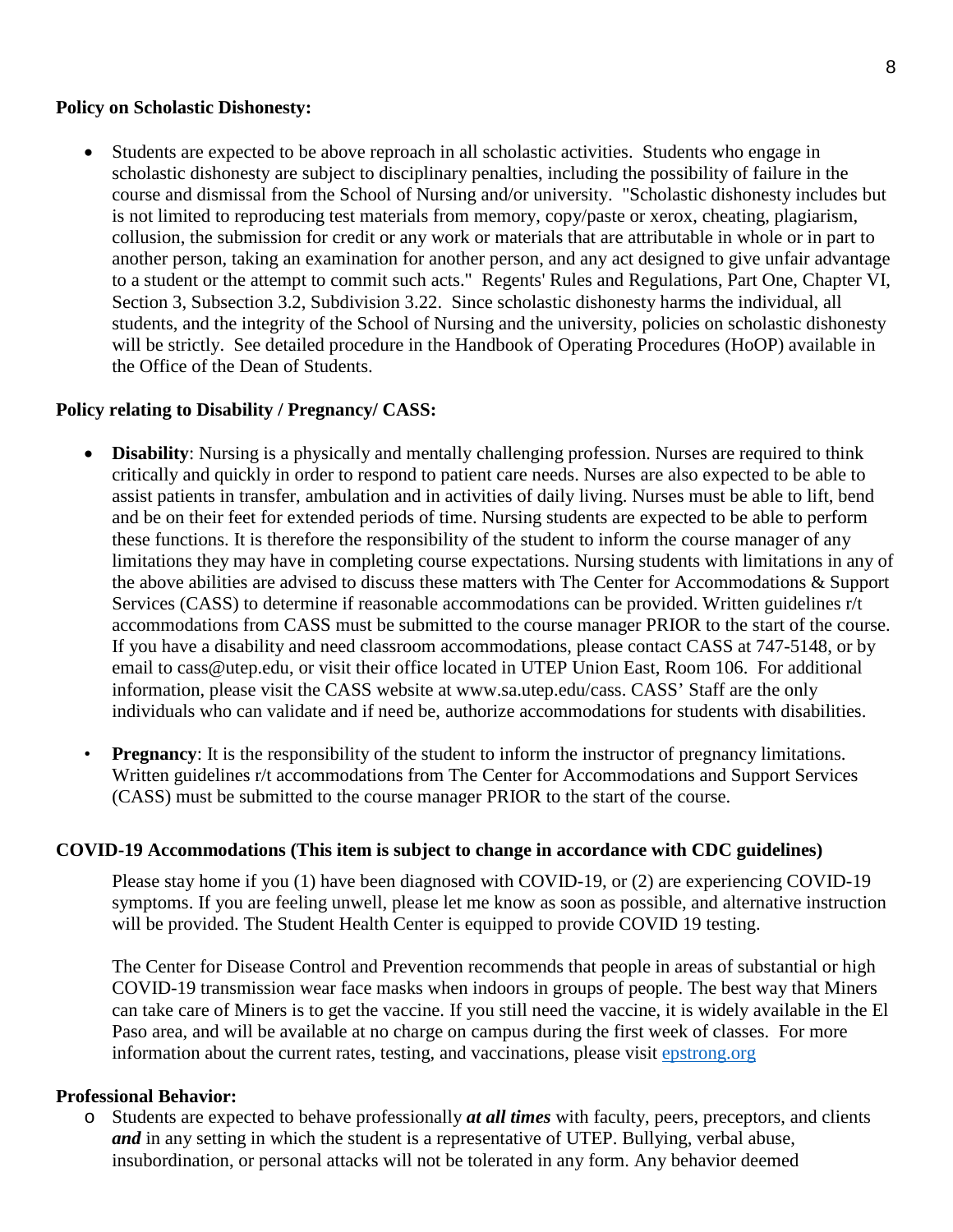**Policy on Scholastic Dishonesty:**

- Students are expected to be above reproach in all scholastic activities. Students who engage in scholastic dishonesty are subject to disciplinary penalties, including the possibility of failure in the course and dismissal from the School of Nursing and/or university. "Scholastic dishonesty includes but is not limited to reproducing test materials from memory, copy/paste or xerox, cheating, plagiarism, collusion, the submission for credit or any work or materials that are attributable in whole or in part to another person, taking an examination for another person, and any act designed to give unfair advantage to a student or the attempt to commit such acts." Regents' Rules and Regulations, Part One, Chapter VI, Section 3, Subsection 3.2, Subdivision 3.22. Since scholastic dishonesty harms the individual, all students, and the integrity of the School of Nursing and the university, policies on scholastic dishonesty will be strictly. See detailed procedure in the Handbook of Operating Procedures (HoOP) available in the Office of the Dean of Students.

**Policy relating to Disability / Pregnancy/ CASS:**

- **Disability**: Nursing is a physically and mentally challenging profession. Nurses are required to think critically and quickly in order to respond to patient care needs. Nurses are also expected to be able to assist patients in transfer, ambulation and in activities of daily living. Nurses must be able to lift, bend and be on their feet for extended periods of time. Nursing students are expected to be able to perform these functions. It is therefore the responsibility of the student to inform the course manager of any limitations they may have in completing course expectations. Nursing students with limitations in any of the above abilities are advised to discuss these matters with The Center for Accommodations & Support Services (CASS) to determine if reasonable accommodations can be provided. Written guidelines r/t accommodations from CASS must be submitted to the course manager PRIOR to the start of the course. If you have a disability and need classroom accommodations, please contact CASS at 747-5148, or by email to cass@utep.edu, or visit their office located in UTEP Union East, Room 106. For additional information, please visit the CASS website at www.sa.utep.edu/cass. CASS' Staff are the only individuals who can validate and if need be, authorize accommodations for students with disabilities.
- **Pregnancy**: It is the responsibility of the student to inform the instructor of pregnancy limitations. Written guidelines r/t accommodations from The Center for Accommodations and Support Services (CASS) must be submitted to the course manager PRIOR to the start of the course.

**COVID-19 Accommodations (This item is subject to change in accordance with CDC guidelines)**

Please stay home if you (1) have been diagnosed with COVID-19, or (2) are experiencing COVID-19 symptoms. If you are feeling unwell, please let me know as soon as possible, and alternative instruction will be provided. The Student Health Center is equipped to provide COVID 19 testing.

The Center for Disease Control and Prevention recommends that people in areas of substantial or high COVID-19 transmission wear face masks when indoors in groups of people. The best way that Miners can take care of Miners is to get the vaccine. If you still need the vaccine, it is widely available in the El Paso area, and will be available at no charge on campus during the first week of classes. For more information about the current rates, testing, and vaccinations, please visit [epstrong.org](epstrong.org)

**Professional Behavior:**

- Students are expected to behave professionally ***at all times*** with faculty, peers, preceptors, and clients ***and*** in any setting in which the student is a representative of UTEP. Bullying, verbal abuse, insubordination, or personal attacks will not be tolerated in any form. Any behavior deemed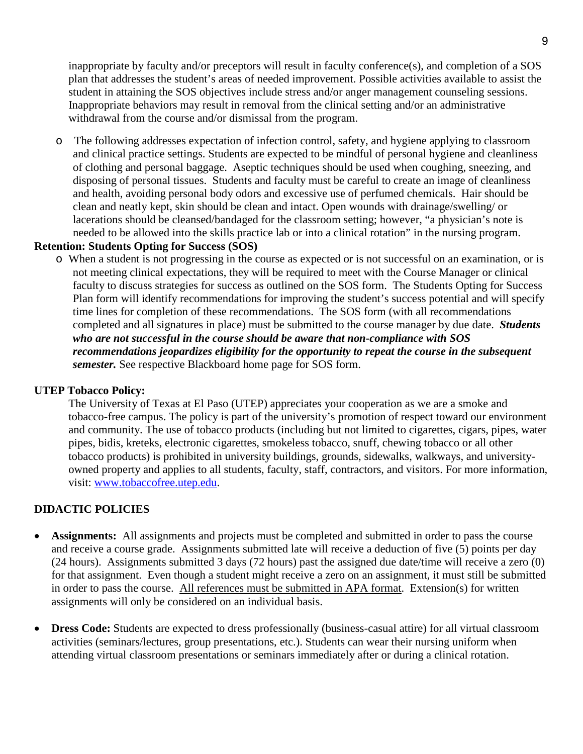inappropriate by faculty and/or preceptors will result in faculty conference(s), and completion of a SOS plan that addresses the student's areas of needed improvement. Possible activities available to assist the student in attaining the SOS objectives include stress and/or anger management counseling sessions. Inappropriate behaviors may result in removal from the clinical setting and/or an administrative withdrawal from the course and/or dismissal from the program.

- The following addresses expectation of infection control, safety, and hygiene applying to classroom and clinical practice settings. Students are expected to be mindful of personal hygiene and cleanliness of clothing and personal baggage. Aseptic techniques should be used when coughing, sneezing, and disposing of personal tissues. Students and faculty must be careful to create an image of cleanliness and health, avoiding personal body odors and excessive use of perfumed chemicals. Hair should be clean and neatly kept, skin should be clean and intact. Open wounds with drainage/swelling/ or lacerations should be cleansed/bandaged for the classroom setting; however, "a physician's note is needed to be allowed into the skills practice lab or into a clinical rotation" in the nursing program.

**Retention: Students Opting for Success (SOS)**

- When a student is not progressing in the course as expected or is not successful on an examination, or is not meeting clinical expectations, they will be required to meet with the Course Manager or clinical faculty to discuss strategies for success as outlined on the SOS form. The Students Opting for Success Plan form will identify recommendations for improving the student's success potential and will specify time lines for completion of these recommendations. The SOS form (with all recommendations completed and all signatures in place) must be submitted to the course manager by due date. ***Students who are not successful in the course should be aware that non-compliance with SOS recommendations jeopardizes eligibility for the opportunity to repeat the course in the subsequent semester.*** See respective Blackboard home page for SOS form.

**UTEP Tobacco Policy:**

The University of Texas at El Paso (UTEP) appreciates your cooperation as we are a smoke and tobacco-free campus. The policy is part of the university's promotion of respect toward our environment and community. The use of tobacco products (including but not limited to cigarettes, cigars, pipes, water pipes, bidis, kreteks, electronic cigarettes, smokeless tobacco, snuff, chewing tobacco or all other tobacco products) is prohibited in university buildings, grounds, sidewalks, walkways, and university-owned property and applies to all students, faculty, staff, contractors, and visitors. For more information, visit: www.tobaccofree.utep.edu.

## DIDACTIC POLICIES

- **Assignments:** All assignments and projects must be completed and submitted in order to pass the course and receive a course grade. Assignments submitted late will receive a deduction of five (5) points per day (24 hours). Assignments submitted 3 days (72 hours) past the assigned due date/time will receive a zero (0) for that assignment. Even though a student might receive a zero on an assignment, it must still be submitted in order to pass the course. <u>All references must be submitted in APA format</u>. Extension(s) for written assignments will only be considered on an individual basis.

- **Dress Code:** Students are expected to dress professionally (business-casual attire) for all virtual classroom activities (seminars/lectures, group presentations, etc.). Students can wear their nursing uniform when attending virtual classroom presentations or seminars immediately after or during a clinical rotation.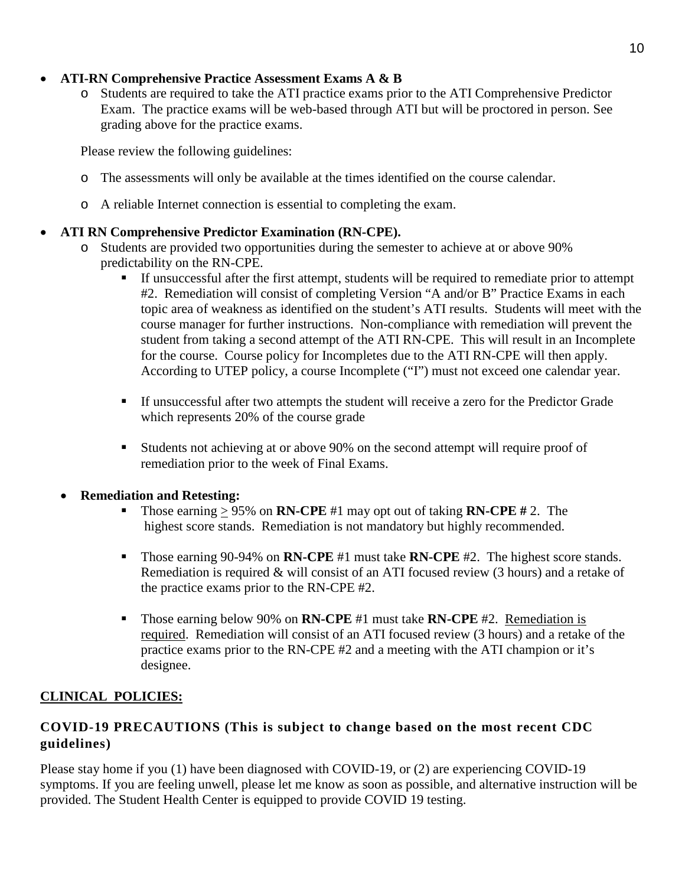- **ATI-RN Comprehensive Practice Assessment Exams A & B**
  - Students are required to take the ATI practice exams prior to the ATI Comprehensive Predictor Exam. The practice exams will be web-based through ATI but will be proctored in person. See grading above for the practice exams.

  Please review the following guidelines:

  - The assessments will only be available at the times identified on the course calendar.
  - A reliable Internet connection is essential to completing the exam.

- **ATI RN Comprehensive Predictor Examination (RN-CPE).**
  - Students are provided two opportunities during the semester to achieve at or above 90% predictability on the RN-CPE.
    - If unsuccessful after the first attempt, students will be required to remediate prior to attempt #2. Remediation will consist of completing Version "A and/or B" Practice Exams in each topic area of weakness as identified on the student's ATI results. Students will meet with the course manager for further instructions. Non-compliance with remediation will prevent the student from taking a second attempt of the ATI RN-CPE. This will result in an Incomplete for the course. Course policy for Incompletes due to the ATI RN-CPE will then apply. According to UTEP policy, a course Incomplete ("I") must not exceed one calendar year.
    - If unsuccessful after two attempts the student will receive a zero for the Predictor Grade which represents 20% of the course grade
    - Students not achieving at or above 90% on the second attempt will require proof of remediation prior to the week of Final Exams.

- **Remediation and Retesting:**
  - Those earning $\geq$ 95% on **RN-CPE** #1 may opt out of taking **RN-CPE #** 2. The highest score stands. Remediation is not mandatory but highly recommended.
  - Those earning 90-94% on **RN-CPE** #1 must take **RN-CPE** #2. The highest score stands. Remediation is required & will consist of an ATI focused review (3 hours) and a retake of the practice exams prior to the RN-CPE #2.
  - Those earning below 90% on **RN-CPE** #1 must take **RN-CPE** #2. <u>Remediation is required</u>. Remediation will consist of an ATI focused review (3 hours) and a retake of the practice exams prior to the RN-CPE #2 and a meeting with the ATI champion or it's designee.

## <u>CLINICAL POLICIES:</u>

### COVID-19 PRECAUTIONS (This is subject to change based on the most recent CDC guidelines)

Please stay home if you (1) have been diagnosed with COVID-19, or (2) are experiencing COVID-19 symptoms. If you are feeling unwell, please let me know as soon as possible, and alternative instruction will be provided. The Student Health Center is equipped to provide COVID 19 testing.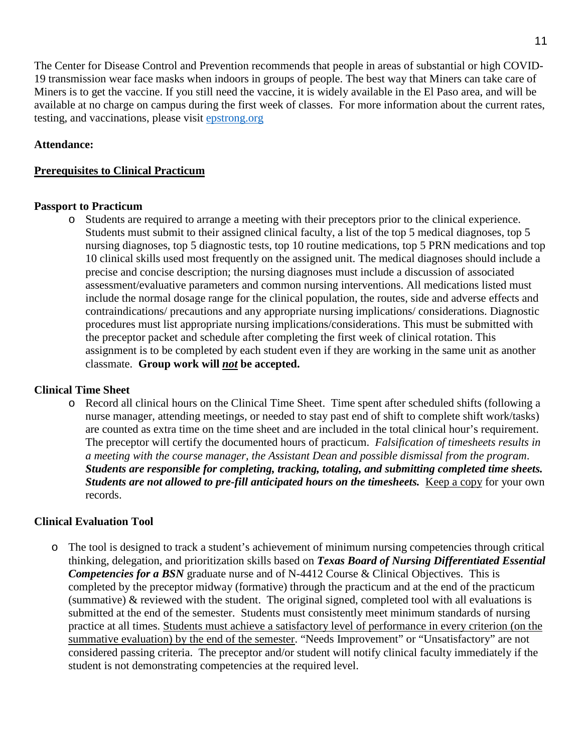The Center for Disease Control and Prevention recommends that people in areas of substantial or high COVID-19 transmission wear face masks when indoors in groups of people. The best way that Miners can take care of Miners is to get the vaccine. If you still need the vaccine, it is widely available in the El Paso area, and will be available at no charge on campus during the first week of classes. For more information about the current rates, testing, and vaccinations, please visit [epstrong.org](epstrong.org)

**Attendance:**

**Prerequisites to Clinical Practicum**

**Passport to Practicum**

- Students are required to arrange a meeting with their preceptors prior to the clinical experience. Students must submit to their assigned clinical faculty, a list of the top 5 medical diagnoses, top 5 nursing diagnoses, top 5 diagnostic tests, top 10 routine medications, top 5 PRN medications and top 10 clinical skills used most frequently on the assigned unit. The medical diagnoses should include a precise and concise description; the nursing diagnoses must include a discussion of associated assessment/evaluative parameters and common nursing interventions. All medications listed must include the normal dosage range for the clinical population, the routes, side and adverse effects and contraindications/ precautions and any appropriate nursing implications/ considerations. Diagnostic procedures must list appropriate nursing implications/considerations. This must be submitted with the preceptor packet and schedule after completing the first week of clinical rotation. This assignment is to be completed by each student even if they are working in the same unit as another classmate. **Group work will *not* be accepted.**

**Clinical Time Sheet**

- Record all clinical hours on the Clinical Time Sheet. Time spent after scheduled shifts (following a nurse manager, attending meetings, or needed to stay past end of shift to complete shift work/tasks) are counted as extra time on the time sheet and are included in the total clinical hour's requirement. The preceptor will certify the documented hours of practicum. *Falsification of timesheets results in a meeting with the course manager, the Assistant Dean and possible dismissal from the program*. ***Students are responsible for completing, tracking, totaling, and submitting completed time sheets. Students are not allowed to pre-fill anticipated hours on the timesheets.*** Keep a copy for your own records.

**Clinical Evaluation Tool**

- The tool is designed to track a student's achievement of minimum nursing competencies through critical thinking, delegation, and prioritization skills based on ***Texas Board of Nursing Differentiated Essential Competencies for a BSN*** graduate nurse and of N-4412 Course & Clinical Objectives. This is completed by the preceptor midway (formative) through the practicum and at the end of the practicum (summative) & reviewed with the student. The original signed, completed tool with all evaluations is submitted at the end of the semester. Students must consistently meet minimum standards of nursing practice at all times. Students must achieve a satisfactory level of performance in every criterion (on the summative evaluation) by the end of the semester. "Needs Improvement" or "Unsatisfactory" are not considered passing criteria. The preceptor and/or student will notify clinical faculty immediately if the student is not demonstrating competencies at the required level.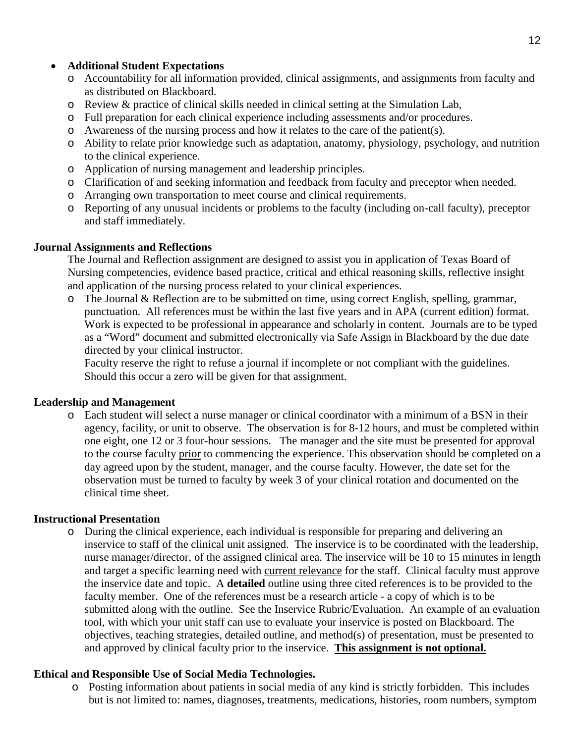- **Additional Student Expectations**
  - Accountability for all information provided, clinical assignments, and assignments from faculty and as distributed on Blackboard.
  - Review & practice of clinical skills needed in clinical setting at the Simulation Lab,
  - Full preparation for each clinical experience including assessments and/or procedures.
  - Awareness of the nursing process and how it relates to the care of the patient(s).
  - Ability to relate prior knowledge such as adaptation, anatomy, physiology, psychology, and nutrition to the clinical experience.
  - Application of nursing management and leadership principles.
  - Clarification of and seeking information and feedback from faculty and preceptor when needed.
  - Arranging own transportation to meet course and clinical requirements.
  - Reporting of any unusual incidents or problems to the faculty (including on-call faculty), preceptor and staff immediately.

**Journal Assignments and Reflections**

The Journal and Reflection assignment are designed to assist you in application of Texas Board of Nursing competencies, evidence based practice, critical and ethical reasoning skills, reflective insight and application of the nursing process related to your clinical experiences.

- The Journal & Reflection are to be submitted on time, using correct English, spelling, grammar, punctuation. All references must be within the last five years and in APA (current edition) format. Work is expected to be professional in appearance and scholarly in content. Journals are to be typed as a "Word" document and submitted electronically via Safe Assign in Blackboard by the due date directed by your clinical instructor.

  Faculty reserve the right to refuse a journal if incomplete or not compliant with the guidelines. Should this occur a zero will be given for that assignment.

**Leadership and Management**

- Each student will select a nurse manager or clinical coordinator with a minimum of a BSN in their agency, facility, or unit to observe. The observation is for 8-12 hours, and must be completed within one eight, one 12 or 3 four-hour sessions. The manager and the site must be presented for approval to the course faculty prior to commencing the experience. This observation should be completed on a day agreed upon by the student, manager, and the course faculty. However, the date set for the observation must be turned to faculty by week 3 of your clinical rotation and documented on the clinical time sheet.

**Instructional Presentation**

- During the clinical experience, each individual is responsible for preparing and delivering an inservice to staff of the clinical unit assigned. The inservice is to be coordinated with the leadership, nurse manager/director, of the assigned clinical area. The inservice will be 10 to 15 minutes in length and target a specific learning need with current relevance for the staff. Clinical faculty must approve the inservice date and topic. A **detailed** outline using three cited references is to be provided to the faculty member. One of the references must be a research article - a copy of which is to be submitted along with the outline. See the Inservice Rubric/Evaluation. An example of an evaluation tool, with which your unit staff can use to evaluate your inservice is posted on Blackboard. The objectives, teaching strategies, detailed outline, and method(s) of presentation, must be presented to and approved by clinical faculty prior to the inservice. **This assignment is not optional.**

**Ethical and Responsible Use of Social Media Technologies.**

- Posting information about patients in social media of any kind is strictly forbidden. This includes but is not limited to: names, diagnoses, treatments, medications, histories, room numbers, symptom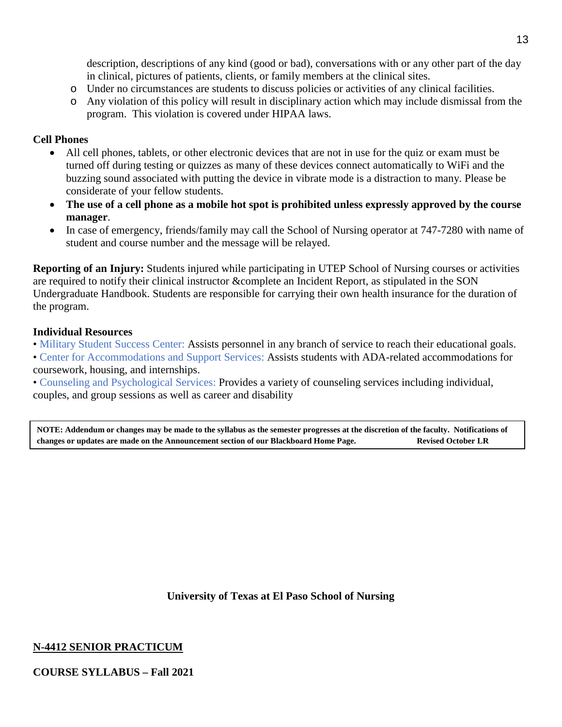- description, descriptions of any kind (good or bad), conversations with or any other part of the day in clinical, pictures of patients, clients, or family members at the clinical sites.
  - Under no circumstances are students to discuss policies or activities of any clinical facilities.
  - Any violation of this policy will result in disciplinary action which may include dismissal from the program. This violation is covered under HIPAA laws.

**Cell Phones**

- All cell phones, tablets, or other electronic devices that are not in use for the quiz or exam must be turned off during testing or quizzes as many of these devices connect automatically to WiFi and the buzzing sound associated with putting the device in vibrate mode is a distraction to many. Please be considerate of your fellow students.
- **The use of a cell phone as a mobile hot spot is prohibited unless expressly approved by the course manager**.
- In case of emergency, friends/family may call the School of Nursing operator at 747-7280 with name of student and course number and the message will be relayed.

**Reporting of an Injury:** Students injured while participating in UTEP School of Nursing courses or activities are required to notify their clinical instructor &complete an Incident Report, as stipulated in the SON Undergraduate Handbook. Students are responsible for carrying their own health insurance for the duration of the program.

**Individual Resources**

• Military Student Success Center: Assists personnel in any branch of service to reach their educational goals.
• Center for Accommodations and Support Services: Assists students with ADA-related accommodations for coursework, housing, and internships.
• Counseling and Psychological Services: Provides a variety of counseling services including individual, couples, and group sessions as well as career and disability

**NOTE: Addendum or changes may be made to the syllabus as the semester progresses at the discretion of the faculty. Notifications of changes or updates are made on the Announcement section of our Blackboard Home Page. Revised October LR**

**University of Texas at El Paso School of Nursing**

**<u>N-4412 SENIOR PRACTICUM</u>**

**COURSE SYLLABUS – Fall 2021**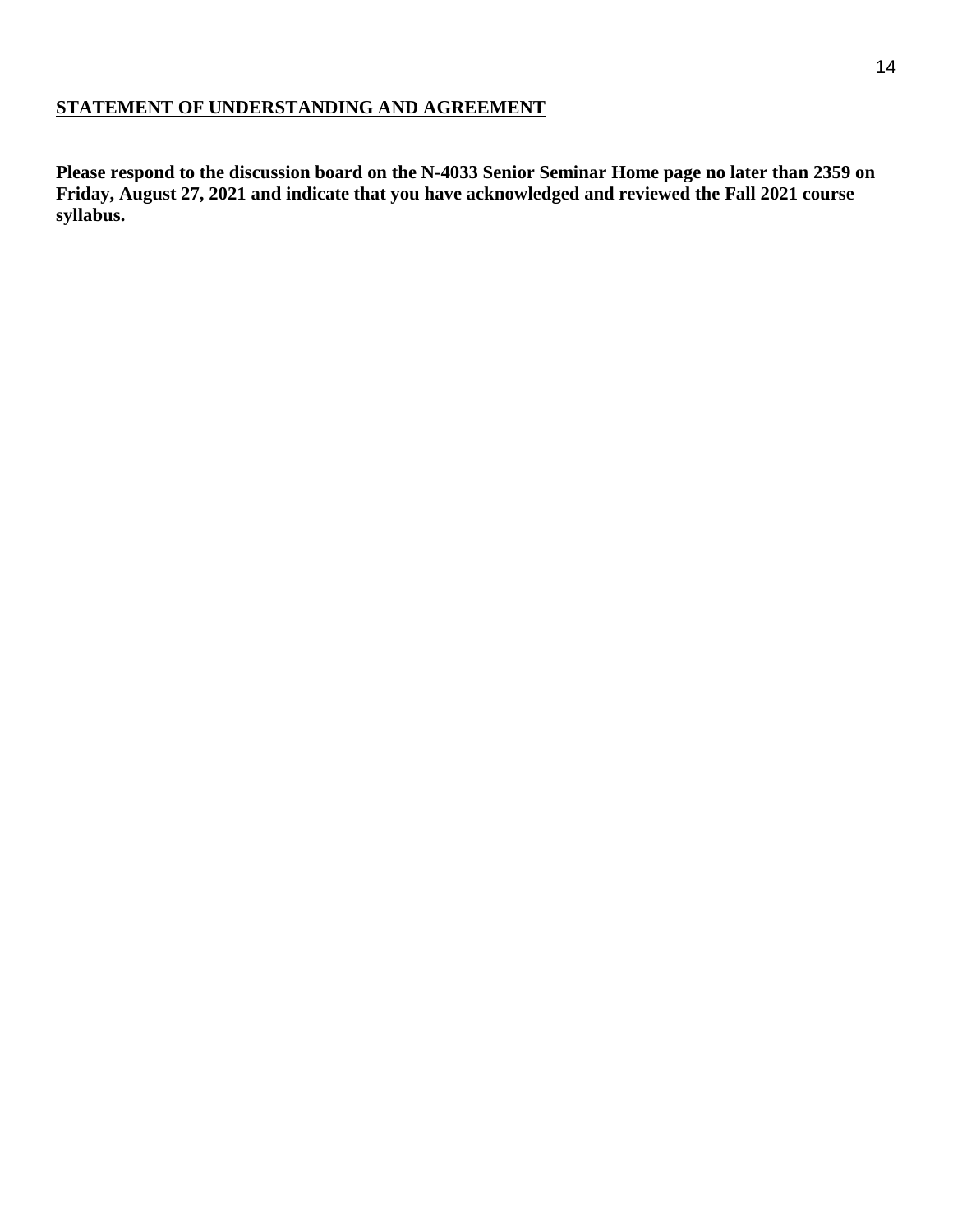## STATEMENT OF UNDERSTANDING AND AGREEMENT

**Please respond to the discussion board on the N-4033 Senior Seminar Home page no later than 2359 on Friday, August 27, 2021 and indicate that you have acknowledged and reviewed the Fall 2021 course syllabus.**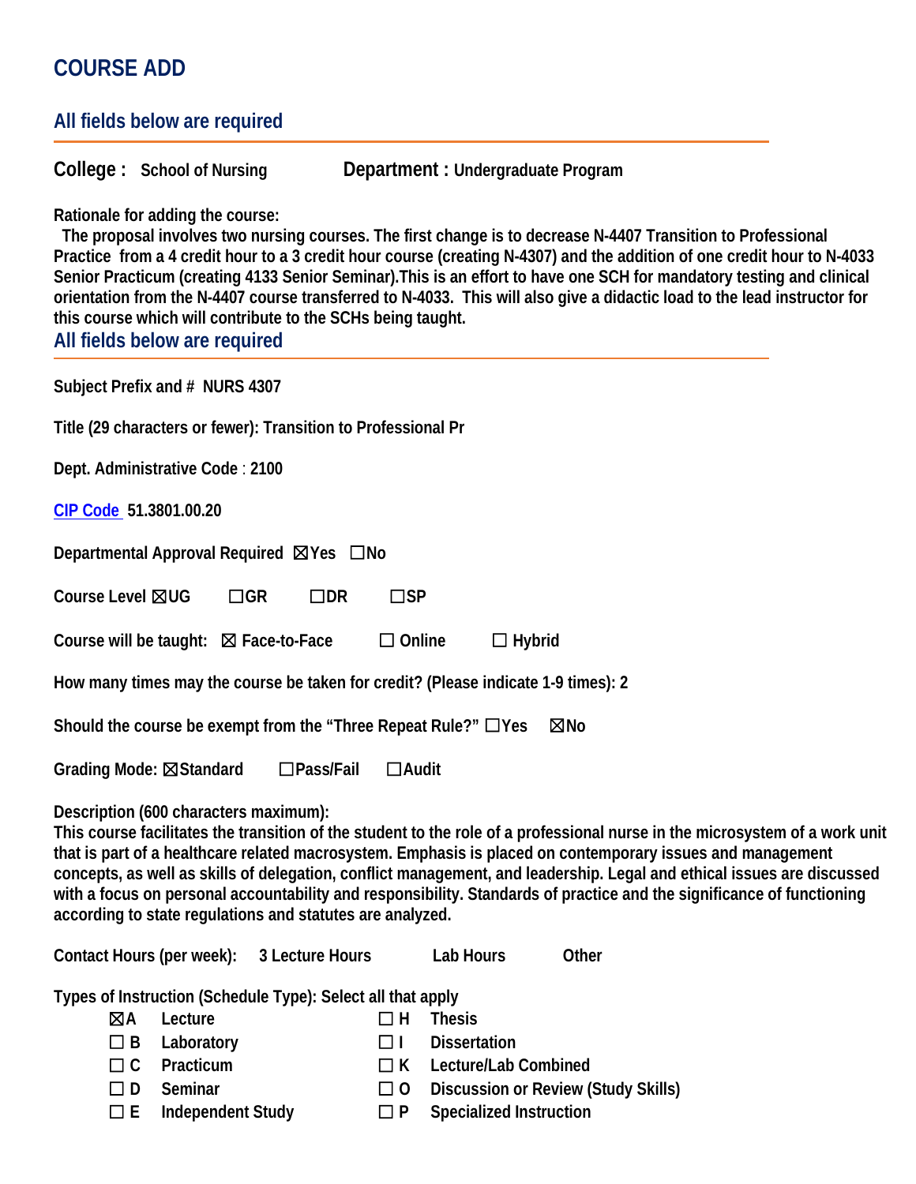# COURSE ADD

## All fields below are required

**College :** School of Nursing **Department :** Undergraduate Program

**Rationale for adding the course:**

The proposal involves two nursing courses. The first change is to decrease N-4407 Transition to Professional Practice from a 4 credit hour to a 3 credit hour course (creating N-4307) and the addition of one credit hour to N-4033 Senior Practicum (creating 4133 Senior Seminar).This is an effort to have one SCH for mandatory testing and clinical orientation from the N-4407 course transferred to N-4033. This will also give a didactic load to the lead instructor for this course which will contribute to the SCHs being taught.

## All fields below are required

**Subject Prefix and #** NURS 4307

**Title (29 characters or fewer):** Transition to Professional Pr

**Dept. Administrative Code** : 2100

**CIP Code** 51.3801.00.20

**Departmental Approval Required** ☒Yes ☐No

**Course Level** ☒UG ☐GR ☐DR ☐SP

**Course will be taught:** ☒ Face-to-Face ☐ Online ☐ Hybrid

**How many times may the course be taken for credit? (Please indicate 1-9 times):** 2

**Should the course be exempt from the "Three Repeat Rule?"** ☐Yes ☒No

**Grading Mode:** ☒Standard ☐Pass/Fail ☐Audit

**Description (600 characters maximum):**
This course facilitates the transition of the student to the role of a professional nurse in the microsystem of a work unit that is part of a healthcare related macrosystem. Emphasis is placed on contemporary issues and management concepts, as well as skills of delegation, conflict management, and leadership. Legal and ethical issues are discussed with a focus on personal accountability and responsibility. Standards of practice and the significance of functioning according to state regulations and statutes are analyzed.

**Contact Hours (per week):** 3 Lecture Hours Lab Hours Other

**Types of Instruction (Schedule Type): Select all that apply**

| | | | |
|---|---|---|---|
| ☒A | Lecture | ☐ H | Thesis |
| ☐ B | Laboratory | ☐ I | Dissertation |
| ☐ C | Practicum | ☐ K | Lecture/Lab Combined |
| ☐ D | Seminar | ☐ O | Discussion or Review (Study Skills) |
| ☐ E | Independent Study | ☐ P | Specialized Instruction |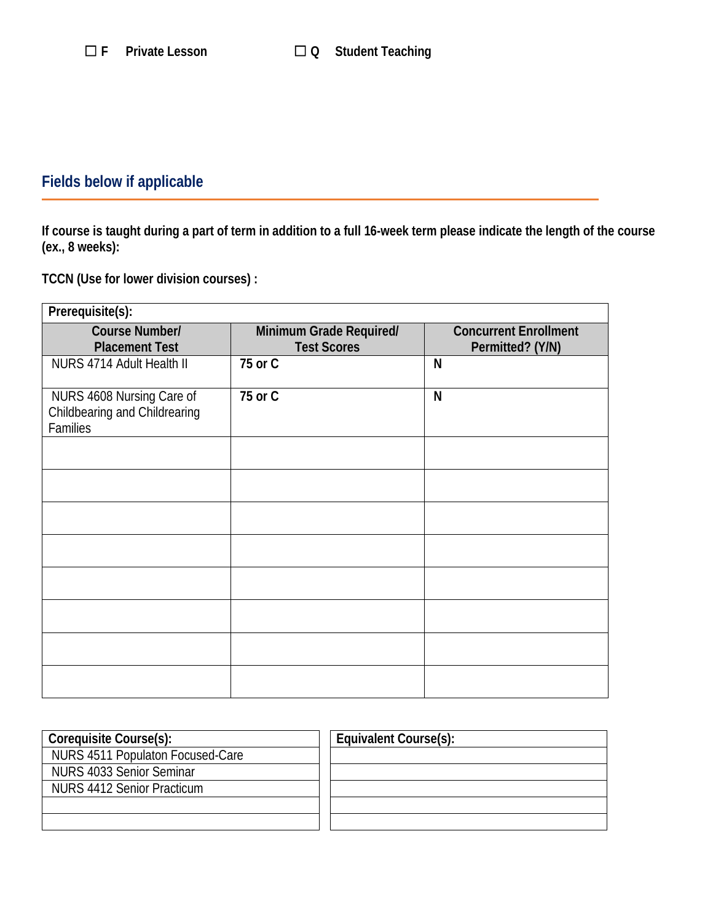☐ **F** **Private Lesson** ☐ **Q** **Student Teaching**

## Fields below if applicable

**If course is taught during a part of term in addition to a full 16-week term please indicate the length of the course (ex., 8 weeks):**

**TCCN (Use for lower division courses) :**

**Prerequisite(s):**

| Course Number/ Placement Test | Minimum Grade Required/ Test Scores | Concurrent Enrollment Permitted? (Y/N) |
|---|---|---|
| NURS 4714 Adult Health II | **75 or C** | **N** |
| NURS 4608 Nursing Care of Childbearing and Childrearing Families | **75 or C** | **N** |
| | | |
| | | |
| | | |
| | | |
| | | |
| | | |
| | | |
| | | |

| Corequisite Course(s): |
|---|
| NURS 4511 Populaton Focused-Care |
| NURS 4033 Senior Seminar |
| NURS 4412 Senior Practicum |
| |
| |

| Equivalent Course(s): |
|---|
| |
| |
| |
| |
| |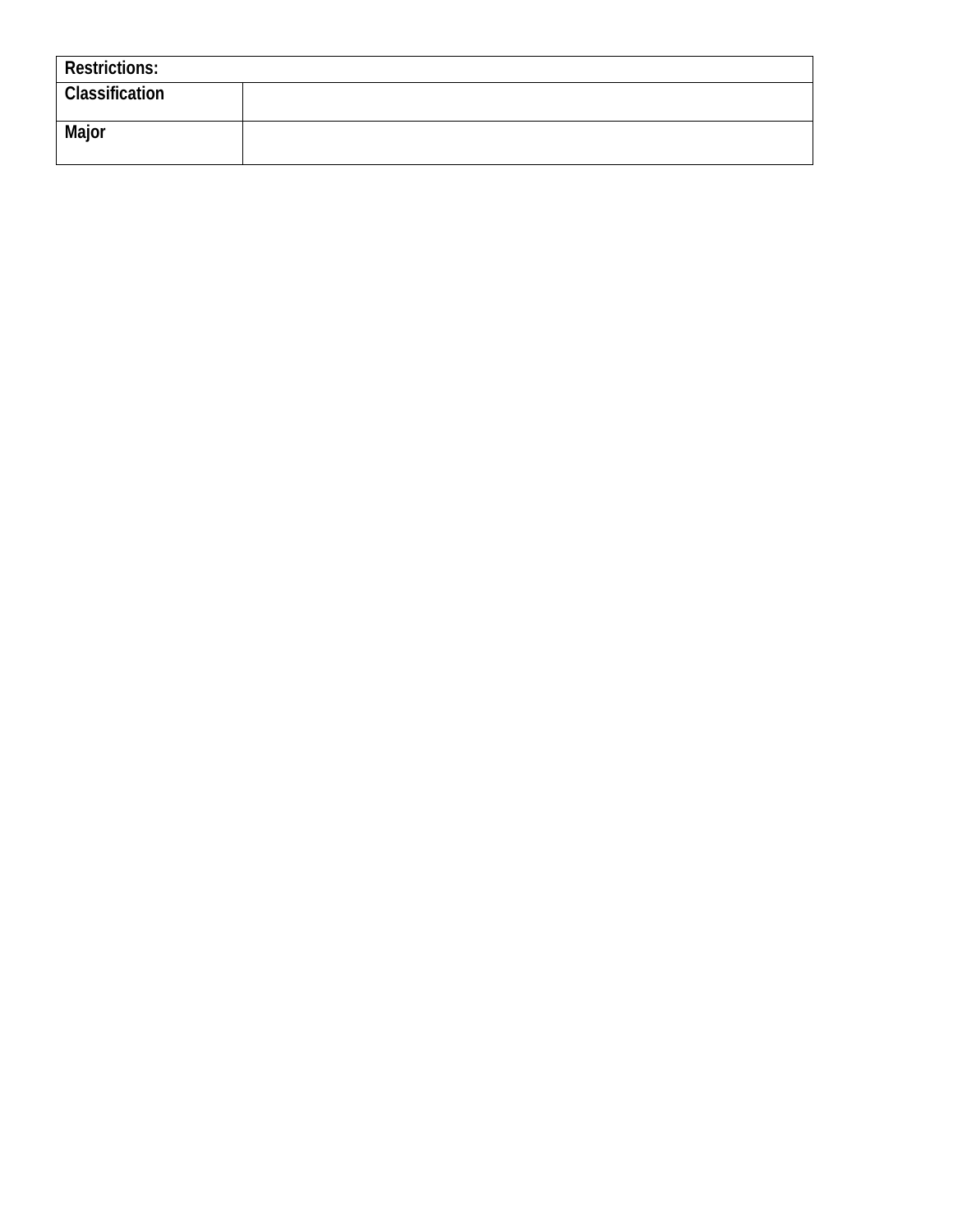| **Restrictions:** | |
|---|---|
| **Classification** | |
| **Major** | |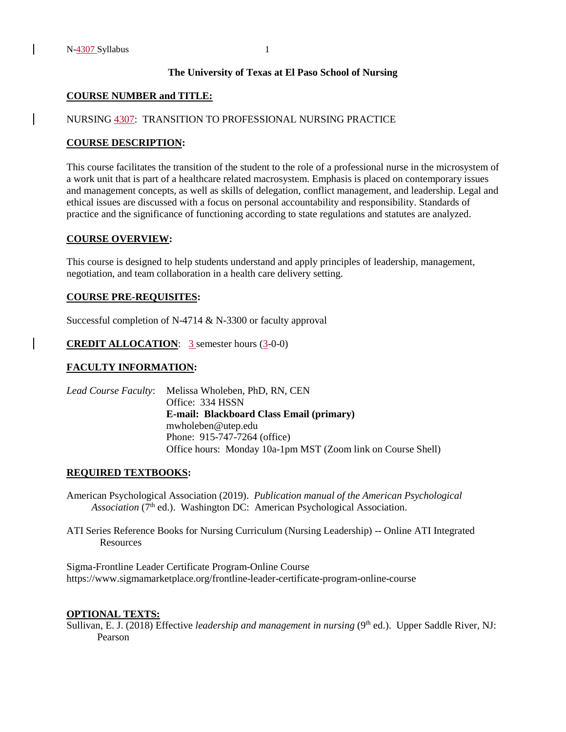**The University of Texas at El Paso School of Nursing**

## COURSE NUMBER and TITLE:

NURSING 4307: TRANSITION TO PROFESSIONAL NURSING PRACTICE

## COURSE DESCRIPTION:

This course facilitates the transition of the student to the role of a professional nurse in the microsystem of a work unit that is part of a healthcare related macrosystem. Emphasis is placed on contemporary issues and management concepts, as well as skills of delegation, conflict management, and leadership. Legal and ethical issues are discussed with a focus on personal accountability and responsibility. Standards of practice and the significance of functioning according to state regulations and statutes are analyzed.

## COURSE OVERVIEW:

This course is designed to help students understand and apply principles of leadership, management, negotiation, and team collaboration in a health care delivery setting.

## COURSE PRE-REQUISITES:

Successful completion of N-4714 & N-3300 or faculty approval

**CREDIT ALLOCATION**: 3 semester hours (3-0-0)

## FACULTY INFORMATION:

*Lead Course Faculty*: Melissa Wholeben, PhD, RN, CEN
Office: 334 HSSN
**E-mail: Blackboard Class Email (primary)**
mwholeben@utep.edu
Phone: 915-747-7264 (office)
Office hours: Monday 10a-1pm MST (Zoom link on Course Shell)

## REQUIRED TEXTBOOKS:

American Psychological Association (2019). *Publication manual of the American Psychological Association* (7th ed.). Washington DC: American Psychological Association.

ATI Series Reference Books for Nursing Curriculum (Nursing Leadership) -- Online ATI Integrated Resources

Sigma-Frontline Leader Certificate Program-Online Course
https://www.sigmamarketplace.org/frontline-leader-certificate-program-online-course

## OPTIONAL TEXTS:

Sullivan, E. J. (2018) Effective *leadership and management in nursing* (9th ed.). Upper Saddle River, NJ: Pearson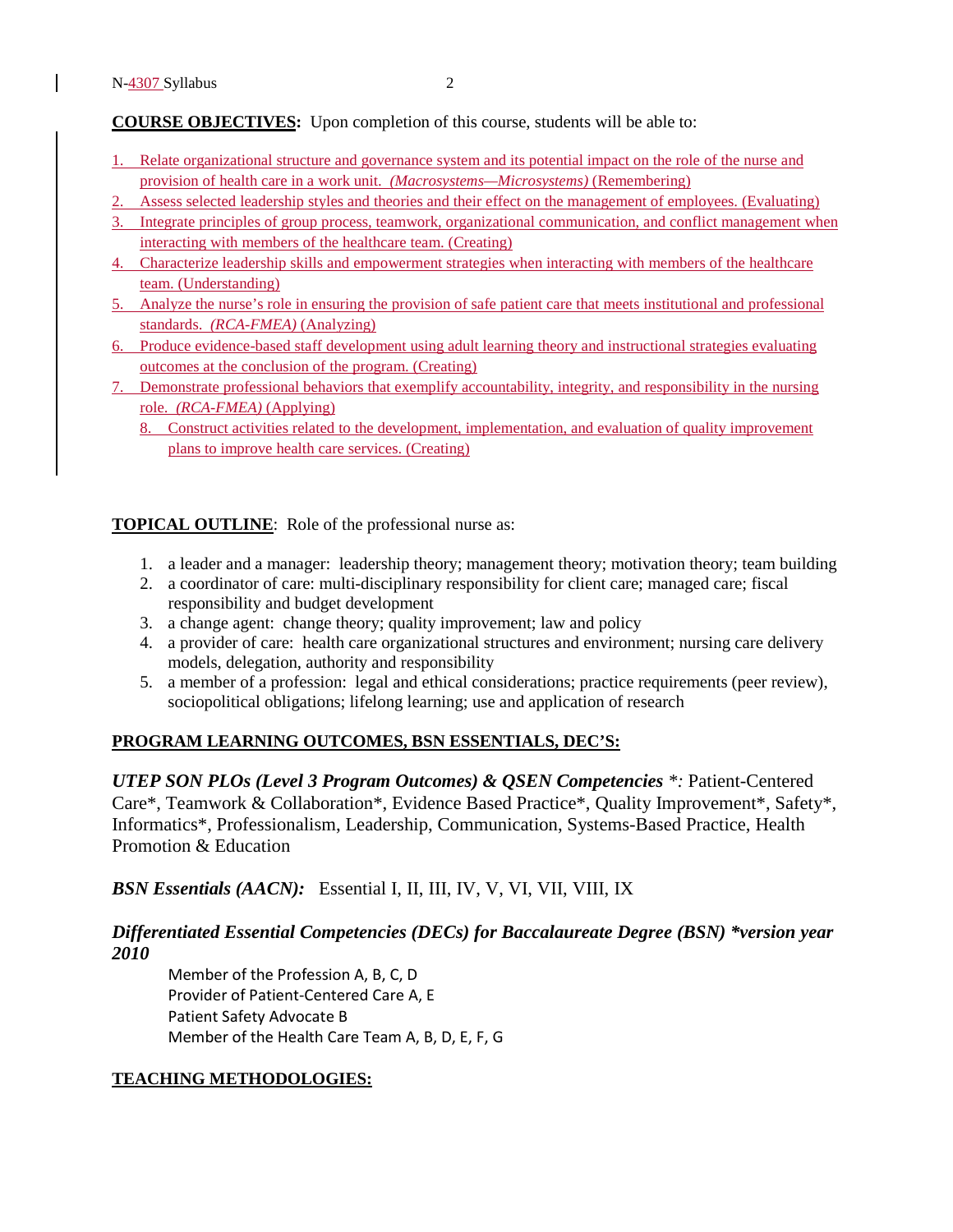**COURSE OBJECTIVES:** Upon completion of this course, students will be able to:

1. Relate organizational structure and governance system and its potential impact on the role of the nurse and provision of health care in a work unit. *(Macrosystems—Microsystems)* (Remembering)
2. Assess selected leadership styles and theories and their effect on the management of employees. (Evaluating)
3. Integrate principles of group process, teamwork, organizational communication, and conflict management when interacting with members of the healthcare team. (Creating)
4. Characterize leadership skills and empowerment strategies when interacting with members of the healthcare team. (Understanding)
5. Analyze the nurse's role in ensuring the provision of safe patient care that meets institutional and professional standards. *(RCA-FMEA)* (Analyzing)
6. Produce evidence-based staff development using adult learning theory and instructional strategies evaluating outcomes at the conclusion of the program. (Creating)
7. Demonstrate professional behaviors that exemplify accountability, integrity, and responsibility in the nursing role. *(RCA-FMEA)* (Applying)
8. Construct activities related to the development, implementation, and evaluation of quality improvement plans to improve health care services. (Creating)

**TOPICAL OUTLINE**: Role of the professional nurse as:

1. a leader and a manager: leadership theory; management theory; motivation theory; team building
2. a coordinator of care: multi-disciplinary responsibility for client care; managed care; fiscal responsibility and budget development
3. a change agent: change theory; quality improvement; law and policy
4. a provider of care: health care organizational structures and environment; nursing care delivery models, delegation, authority and responsibility
5. a member of a profession: legal and ethical considerations; practice requirements (peer review), sociopolitical obligations; lifelong learning; use and application of research

**PROGRAM LEARNING OUTCOMES, BSN ESSENTIALS, DEC'S:**

***UTEP SON PLOs (Level 3 Program Outcomes) & QSEN Competencies*** *\*:* Patient-Centered Care\*, Teamwork & Collaboration\*, Evidence Based Practice\*, Quality Improvement\*, Safety\*, Informatics\*, Professionalism, Leadership, Communication, Systems-Based Practice, Health Promotion & Education

***BSN Essentials (AACN):*** Essential I, II, III, IV, V, VI, VII, VIII, IX

***Differentiated Essential Competencies (DECs) for Baccalaureate Degree (BSN) \*version year 2010***

Member of the Profession A, B, C, D
Provider of Patient-Centered Care A, E
Patient Safety Advocate B
Member of the Health Care Team A, B, D, E, F, G

**TEACHING METHODOLOGIES:**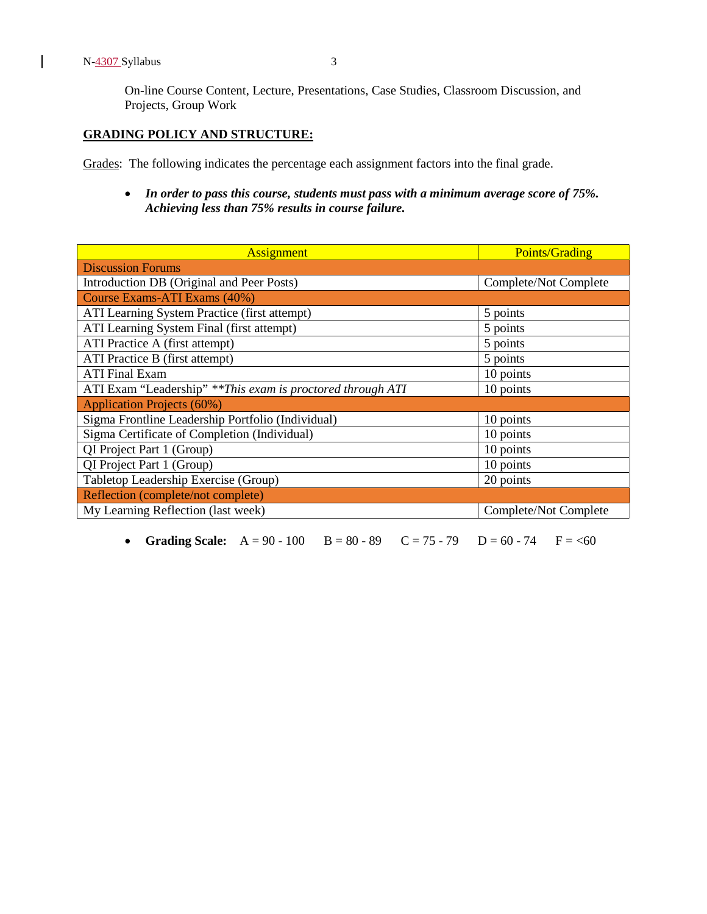On-line Course Content, Lecture, Presentations, Case Studies, Classroom Discussion, and Projects, Group Work

**GRADING POLICY AND STRUCTURE:**

Grades: The following indicates the percentage each assignment factors into the final grade.

- ***In order to pass this course, students must pass with a minimum average score of 75%. Achieving less than 75% results in course failure.***

| Assignment | Points/Grading |
|---|---|
| Discussion Forums | |
| Introduction DB (Original and Peer Posts) | Complete/Not Complete |
| Course Exams-ATI Exams (40%) | |
| ATI Learning System Practice (first attempt) | 5 points |
| ATI Learning System Final (first attempt) | 5 points |
| ATI Practice A (first attempt) | 5 points |
| ATI Practice B (first attempt) | 5 points |
| ATI Final Exam | 10 points |
| ATI Exam "Leadership" ***This exam is proctored through ATI* | 10 points |
| Application Projects (60%) | |
| Sigma Frontline Leadership Portfolio (Individual) | 10 points |
| Sigma Certificate of Completion (Individual) | 10 points |
| QI Project Part 1 (Group) | 10 points |
| QI Project Part 1 (Group) | 10 points |
| Tabletop Leadership Exercise (Group) | 20 points |
| Reflection (complete/not complete) | |
| My Learning Reflection (last week) | Complete/Not Complete |

- **Grading Scale:** A = 90 - 100 B = 80 - 89 C = 75 - 79 D = 60 - 74 F = <60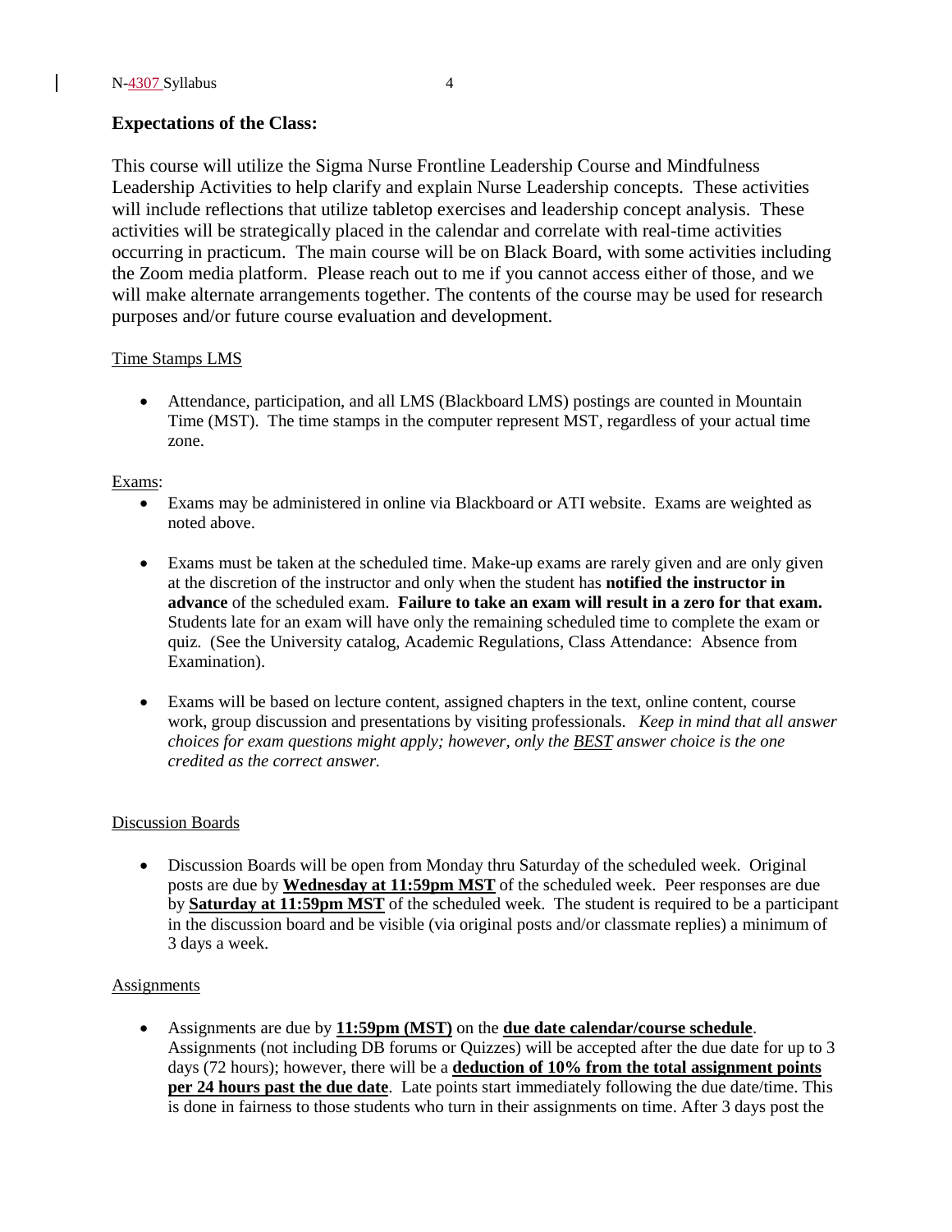**Expectations of the Class:**

This course will utilize the Sigma Nurse Frontline Leadership Course and Mindfulness Leadership Activities to help clarify and explain Nurse Leadership concepts. These activities will include reflections that utilize tabletop exercises and leadership concept analysis. These activities will be strategically placed in the calendar and correlate with real-time activities occurring in practicum. The main course will be on Black Board, with some activities including the Zoom media platform. Please reach out to me if you cannot access either of those, and we will make alternate arrangements together. The contents of the course may be used for research purposes and/or future course evaluation and development.

Time Stamps LMS

- Attendance, participation, and all LMS (Blackboard LMS) postings are counted in Mountain Time (MST). The time stamps in the computer represent MST, regardless of your actual time zone.

Exams:

- Exams may be administered in online via Blackboard or ATI website. Exams are weighted as noted above.
- Exams must be taken at the scheduled time. Make-up exams are rarely given and are only given at the discretion of the instructor and only when the student has **notified the instructor in advance** of the scheduled exam. **Failure to take an exam will result in a zero for that exam.** Students late for an exam will have only the remaining scheduled time to complete the exam or quiz. (See the University catalog, Academic Regulations, Class Attendance: Absence from Examination).
- Exams will be based on lecture content, assigned chapters in the text, online content, course work, group discussion and presentations by visiting professionals. *Keep in mind that all answer choices for exam questions might apply; however, only the BEST answer choice is the one credited as the correct answer.*

Discussion Boards

- Discussion Boards will be open from Monday thru Saturday of the scheduled week. Original posts are due by **Wednesday at 11:59pm MST** of the scheduled week. Peer responses are due by **Saturday at 11:59pm MST** of the scheduled week. The student is required to be a participant in the discussion board and be visible (via original posts and/or classmate replies) a minimum of 3 days a week.

Assignments

- Assignments are due by **11:59pm (MST)** on the **due date calendar/course schedule**. Assignments (not including DB forums or Quizzes) will be accepted after the due date for up to 3 days (72 hours); however, there will be a **deduction of 10% from the total assignment points per 24 hours past the due date**. Late points start immediately following the due date/time. This is done in fairness to those students who turn in their assignments on time. After 3 days post the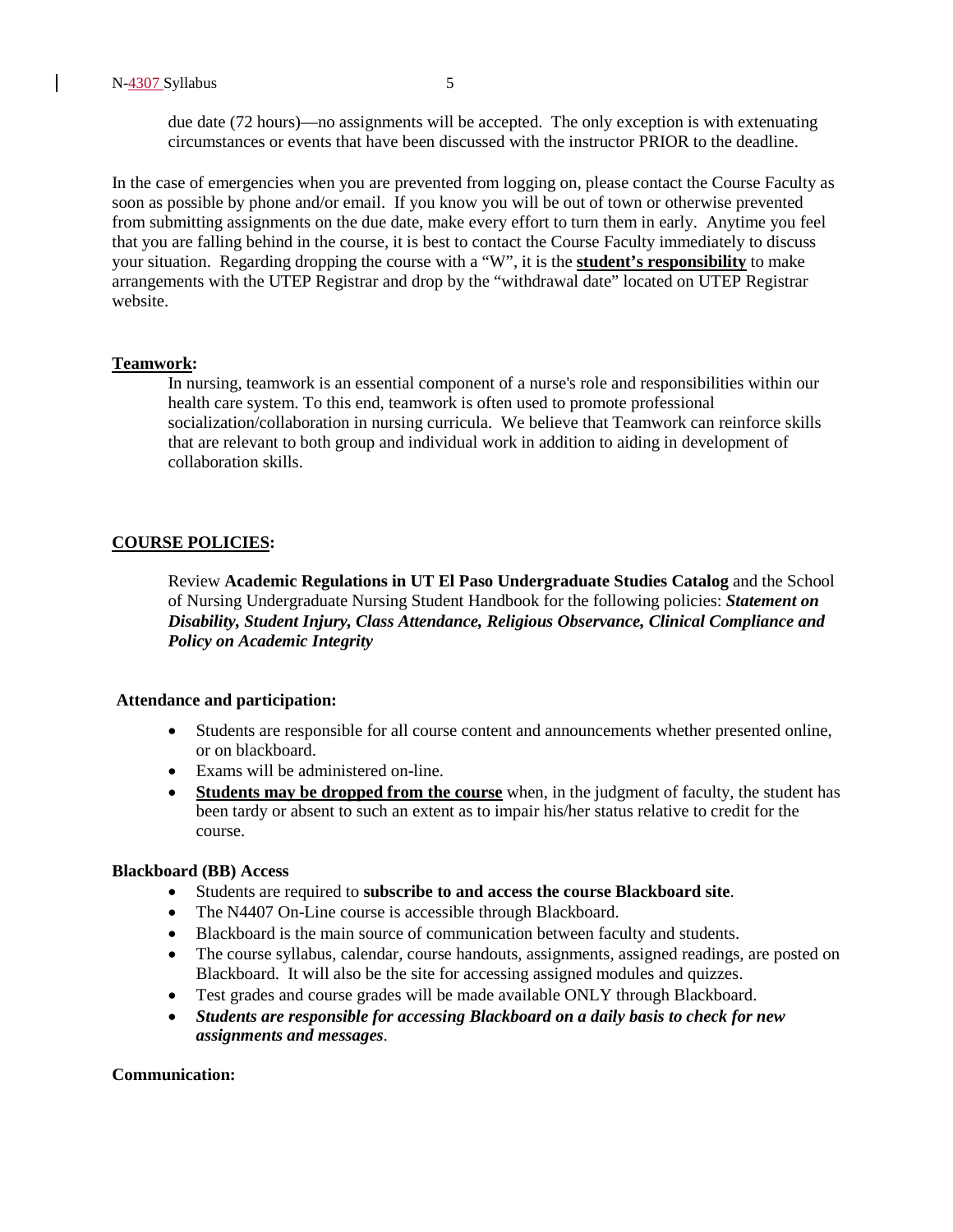due date (72 hours)—no assignments will be accepted. The only exception is with extenuating circumstances or events that have been discussed with the instructor PRIOR to the deadline.

In the case of emergencies when you are prevented from logging on, please contact the Course Faculty as soon as possible by phone and/or email. If you know you will be out of town or otherwise prevented from submitting assignments on the due date, make every effort to turn them in early. Anytime you feel that you are falling behind in the course, it is best to contact the Course Faculty immediately to discuss your situation. Regarding dropping the course with a "W", it is the **student's responsibility** to make arrangements with the UTEP Registrar and drop by the "withdrawal date" located on UTEP Registrar website.

**Teamwork:**

In nursing, teamwork is an essential component of a nurse's role and responsibilities within our health care system. To this end, teamwork is often used to promote professional socialization/collaboration in nursing curricula. We believe that Teamwork can reinforce skills that are relevant to both group and individual work in addition to aiding in development of collaboration skills.

**COURSE POLICIES:**

Review **Academic Regulations in UT El Paso Undergraduate Studies Catalog** and the School of Nursing Undergraduate Nursing Student Handbook for the following policies: ***Statement on Disability, Student Injury, Class Attendance, Religious Observance, Clinical Compliance and Policy on Academic Integrity***

**Attendance and participation:**

- Students are responsible for all course content and announcements whether presented online, or on blackboard.
- Exams will be administered on-line.
- **Students may be dropped from the course** when, in the judgment of faculty, the student has been tardy or absent to such an extent as to impair his/her status relative to credit for the course.

**Blackboard (BB) Access**

- Students are required to **subscribe to and access the course Blackboard site**.
- The N4407 On-Line course is accessible through Blackboard.
- Blackboard is the main source of communication between faculty and students.
- The course syllabus, calendar, course handouts, assignments, assigned readings, are posted on Blackboard. It will also be the site for accessing assigned modules and quizzes.
- Test grades and course grades will be made available ONLY through Blackboard.
- ***Students are responsible for accessing Blackboard on a daily basis to check for new assignments and messages***.

**Communication:**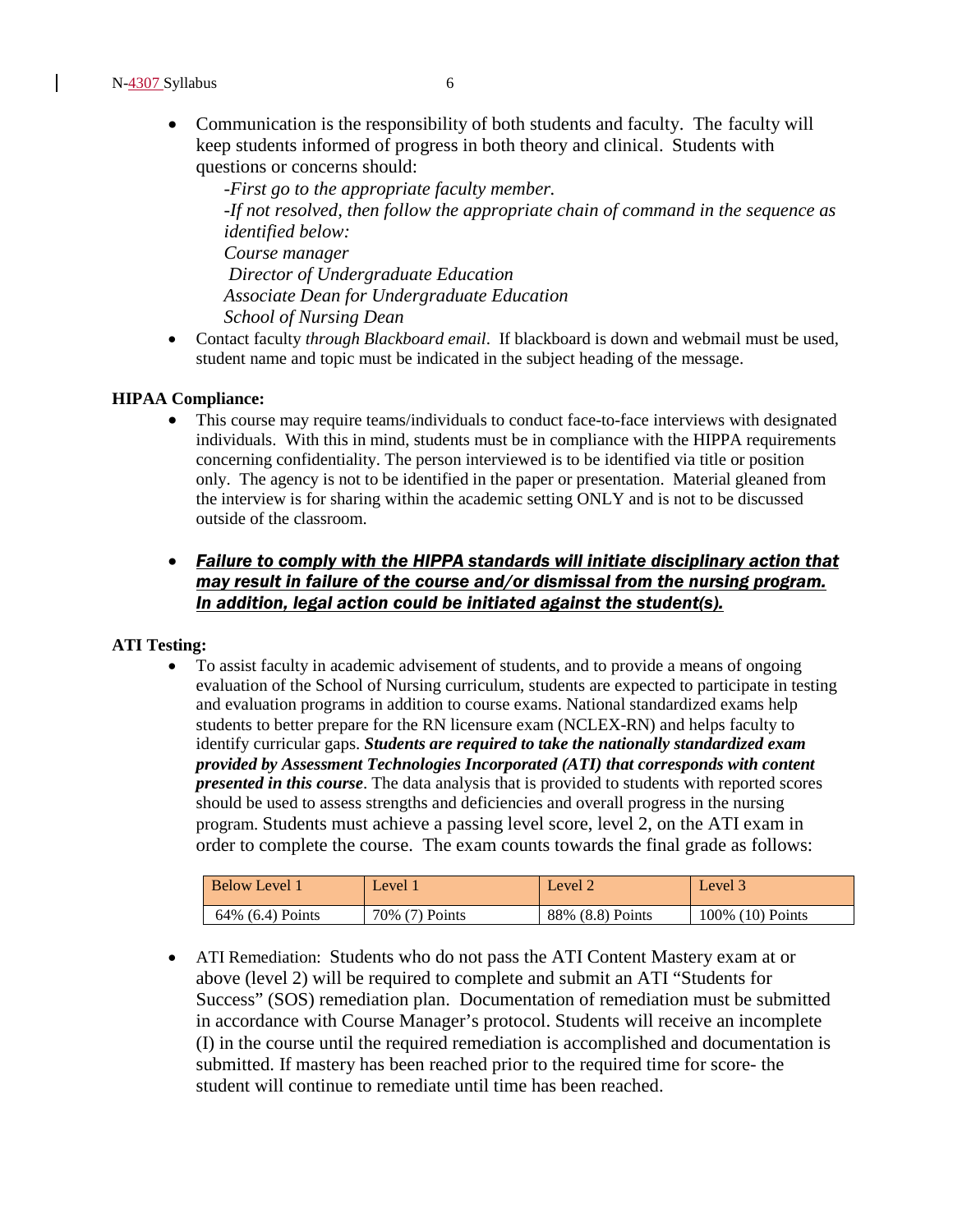- Communication is the responsibility of both students and faculty. The faculty will keep students informed of progress in both theory and clinical. Students with questions or concerns should:

  *-First go to the appropriate faculty member.*
  *-If not resolved, then follow the appropriate chain of command in the sequence as identified below:*
  *Course manager*
  *Director of Undergraduate Education*
  *Associate Dean for Undergraduate Education*
  *School of Nursing Dean*

- Contact faculty *through Blackboard email*. If blackboard is down and webmail must be used, student name and topic must be indicated in the subject heading of the message.

**HIPAA Compliance:**

- This course may require teams/individuals to conduct face-to-face interviews with designated individuals. With this in mind, students must be in compliance with the HIPPA requirements concerning confidentiality. The person interviewed is to be identified via title or position only. The agency is not to be identified in the paper or presentation. Material gleaned from the interview is for sharing within the academic setting ONLY and is not to be discussed outside of the classroom.

- ***<u>Failure to comply with the HIPPA standards will initiate disciplinary action that may result in failure of the course and/or dismissal from the nursing program. In addition, legal action could be initiated against the student(s).</u>***

**ATI Testing:**

- To assist faculty in academic advisement of students, and to provide a means of ongoing evaluation of the School of Nursing curriculum, students are expected to participate in testing and evaluation programs in addition to course exams. National standardized exams help students to better prepare for the RN licensure exam (NCLEX-RN) and helps faculty to identify curricular gaps. ***Students are required to take the nationally standardized exam provided by Assessment Technologies Incorporated (ATI) that corresponds with content presented in this course***. The data analysis that is provided to students with reported scores should be used to assess strengths and deficiencies and overall progress in the nursing program. Students must achieve a passing level score, level 2, on the ATI exam in order to complete the course. The exam counts towards the final grade as follows:

| Below Level 1 | Level 1 | Level 2 | Level 3 |
|---|---|---|---|
| 64% (6.4) Points | 70% (7) Points | 88% (8.8) Points | 100% (10) Points |

- ATI Remediation: Students who do not pass the ATI Content Mastery exam at or above (level 2) will be required to complete and submit an ATI "Students for Success" (SOS) remediation plan. Documentation of remediation must be submitted in accordance with Course Manager's protocol. Students will receive an incomplete (I) in the course until the required remediation is accomplished and documentation is submitted. If mastery has been reached prior to the required time for score- the student will continue to remediate until time has been reached.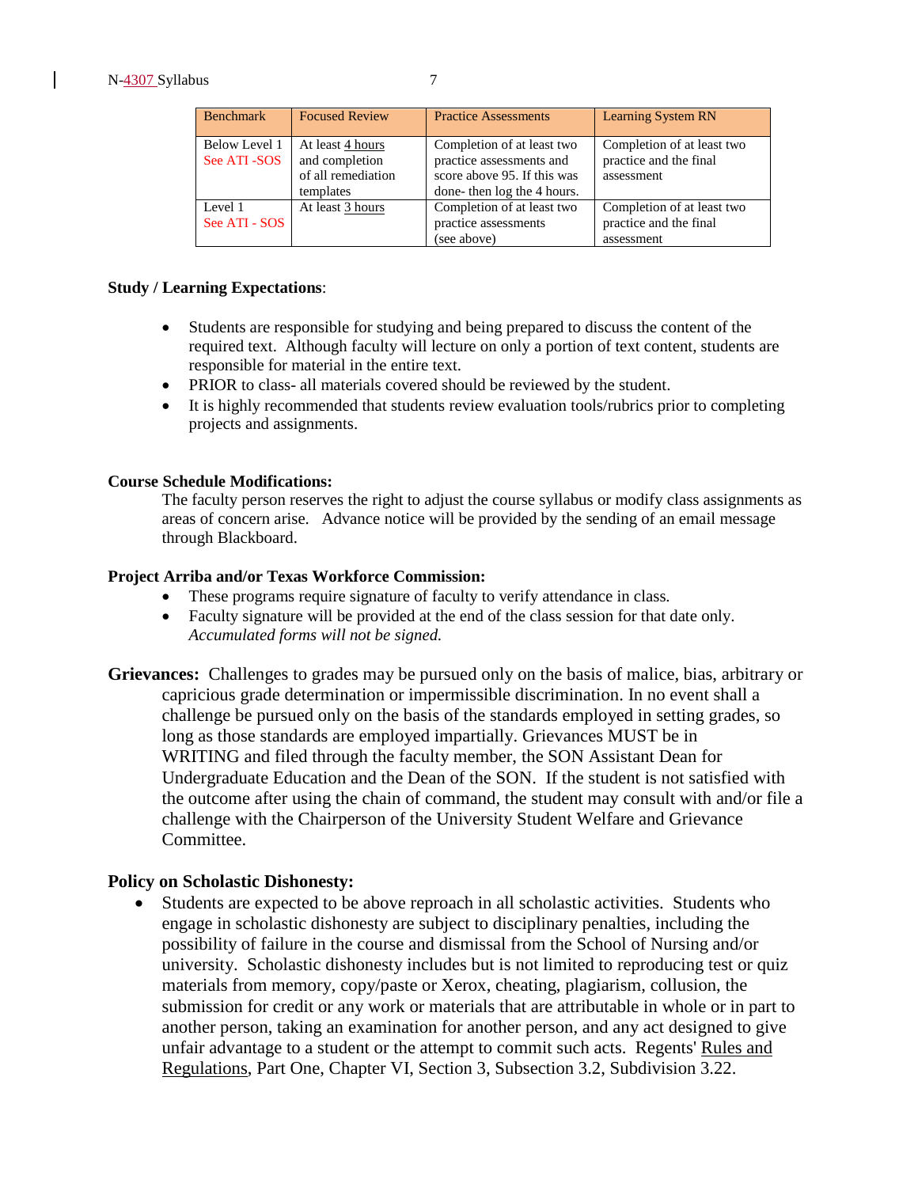| Benchmark | Focused Review | Practice Assessments | Learning System RN |
|---|---|---|---|
| Below Level 1 See ATI -SOS | At least 4 hours and completion of all remediation templates | Completion of at least two practice assessments and score above 95. If this was done- then log the 4 hours. | Completion of at least two practice and the final assessment |
| Level 1 See ATI - SOS | At least 3 hours | Completion of at least two practice assessments (see above) | Completion of at least two practice and the final assessment |

**Study / Learning Expectations**:

- Students are responsible for studying and being prepared to discuss the content of the required text. Although faculty will lecture on only a portion of text content, students are responsible for material in the entire text.
- PRIOR to class- all materials covered should be reviewed by the student.
- It is highly recommended that students review evaluation tools/rubrics prior to completing projects and assignments.

**Course Schedule Modifications:**

The faculty person reserves the right to adjust the course syllabus or modify class assignments as areas of concern arise. Advance notice will be provided by the sending of an email message through Blackboard.

**Project Arriba and/or Texas Workforce Commission:**

- These programs require signature of faculty to verify attendance in class.
- Faculty signature will be provided at the end of the class session for that date only. *Accumulated forms will not be signed.*

**Grievances:** Challenges to grades may be pursued only on the basis of malice, bias, arbitrary or capricious grade determination or impermissible discrimination. In no event shall a challenge be pursued only on the basis of the standards employed in setting grades, so long as those standards are employed impartially. Grievances MUST be in WRITING and filed through the faculty member, the SON Assistant Dean for Undergraduate Education and the Dean of the SON. If the student is not satisfied with the outcome after using the chain of command, the student may consult with and/or file a challenge with the Chairperson of the University Student Welfare and Grievance Committee.

**Policy on Scholastic Dishonesty:**

- Students are expected to be above reproach in all scholastic activities. Students who engage in scholastic dishonesty are subject to disciplinary penalties, including the possibility of failure in the course and dismissal from the School of Nursing and/or university. Scholastic dishonesty includes but is not limited to reproducing test or quiz materials from memory, copy/paste or Xerox, cheating, plagiarism, collusion, the submission for credit or any work or materials that are attributable in whole or in part to another person, taking an examination for another person, and any act designed to give unfair advantage to a student or the attempt to commit such acts. Regents' Rules and Regulations, Part One, Chapter VI, Section 3, Subsection 3.2, Subdivision 3.22.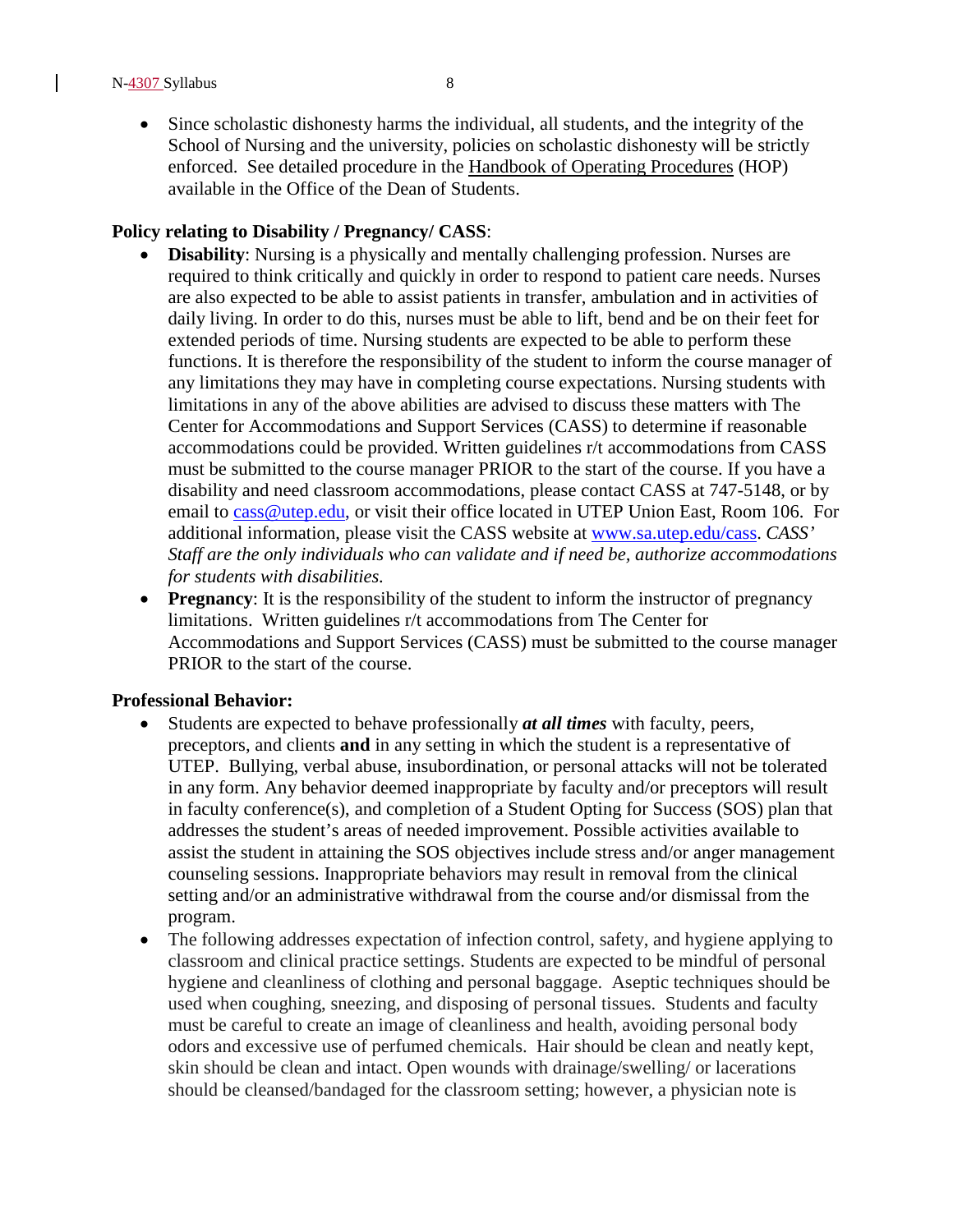- Since scholastic dishonesty harms the individual, all students, and the integrity of the School of Nursing and the university, policies on scholastic dishonesty will be strictly enforced. See detailed procedure in the Handbook of Operating Procedures (HOP) available in the Office of the Dean of Students.

**Policy relating to Disability / Pregnancy/ CASS**:

- **Disability**: Nursing is a physically and mentally challenging profession. Nurses are required to think critically and quickly in order to respond to patient care needs. Nurses are also expected to be able to assist patients in transfer, ambulation and in activities of daily living. In order to do this, nurses must be able to lift, bend and be on their feet for extended periods of time. Nursing students are expected to be able to perform these functions. It is therefore the responsibility of the student to inform the course manager of any limitations they may have in completing course expectations. Nursing students with limitations in any of the above abilities are advised to discuss these matters with The Center for Accommodations and Support Services (CASS) to determine if reasonable accommodations could be provided. Written guidelines r/t accommodations from CASS must be submitted to the course manager PRIOR to the start of the course. If you have a disability and need classroom accommodations, please contact CASS at 747-5148, or by email to cass@utep.edu, or visit their office located in UTEP Union East, Room 106. For additional information, please visit the CASS website at www.sa.utep.edu/cass. *CASS' Staff are the only individuals who can validate and if need be, authorize accommodations for students with disabilities.*
- **Pregnancy**: It is the responsibility of the student to inform the instructor of pregnancy limitations. Written guidelines r/t accommodations from The Center for Accommodations and Support Services (CASS) must be submitted to the course manager PRIOR to the start of the course.

**Professional Behavior:**

- Students are expected to behave professionally ***at all times*** with faculty, peers, preceptors, and clients **and** in any setting in which the student is a representative of UTEP. Bullying, verbal abuse, insubordination, or personal attacks will not be tolerated in any form. Any behavior deemed inappropriate by faculty and/or preceptors will result in faculty conference(s), and completion of a Student Opting for Success (SOS) plan that addresses the student's areas of needed improvement. Possible activities available to assist the student in attaining the SOS objectives include stress and/or anger management counseling sessions. Inappropriate behaviors may result in removal from the clinical setting and/or an administrative withdrawal from the course and/or dismissal from the program.
- The following addresses expectation of infection control, safety, and hygiene applying to classroom and clinical practice settings. Students are expected to be mindful of personal hygiene and cleanliness of clothing and personal baggage. Aseptic techniques should be used when coughing, sneezing, and disposing of personal tissues. Students and faculty must be careful to create an image of cleanliness and health, avoiding personal body odors and excessive use of perfumed chemicals. Hair should be clean and neatly kept, skin should be clean and intact. Open wounds with drainage/swelling/ or lacerations should be cleansed/bandaged for the classroom setting; however, a physician note is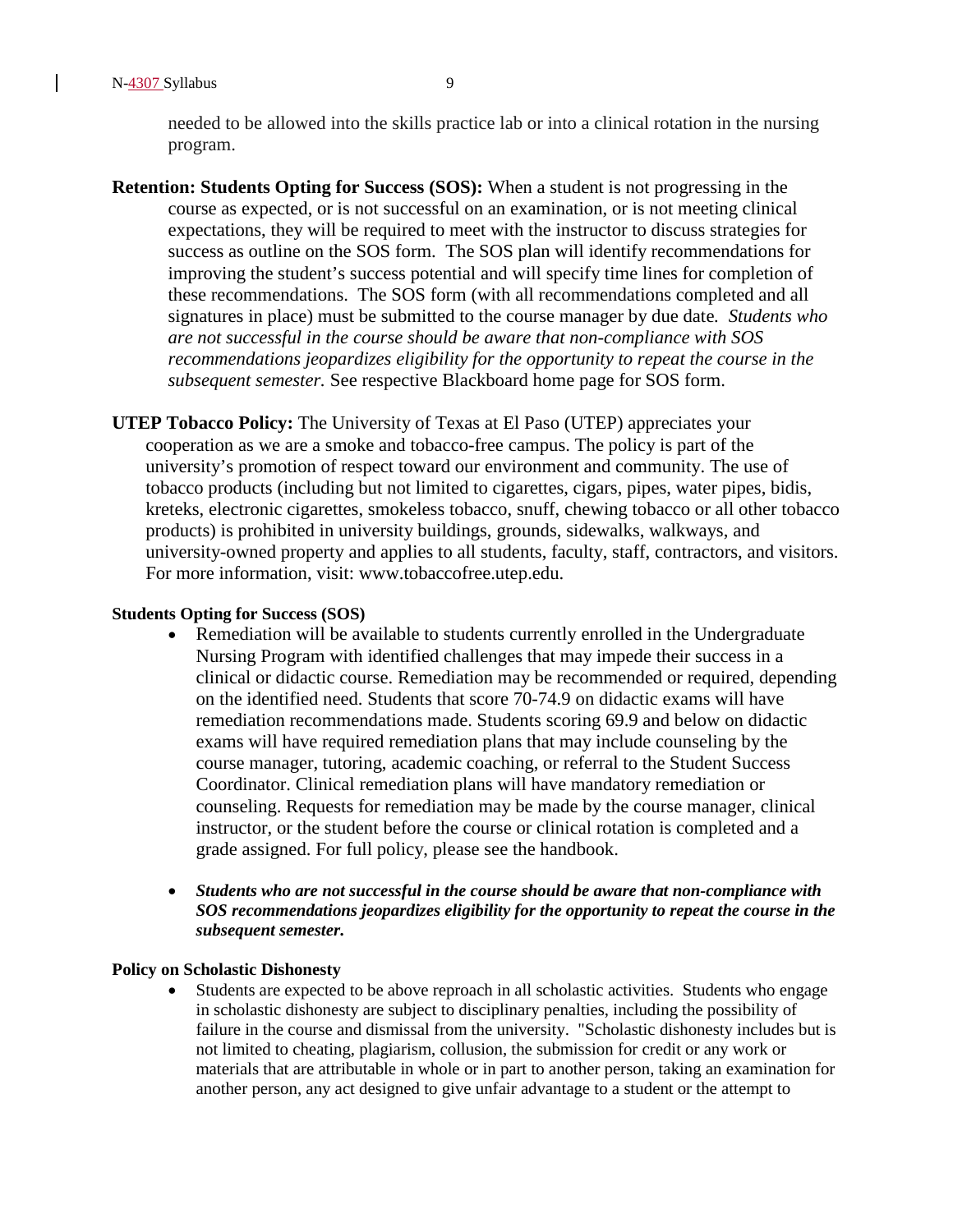needed to be allowed into the skills practice lab or into a clinical rotation in the nursing program.

**Retention: Students Opting for Success (SOS):** When a student is not progressing in the course as expected, or is not successful on an examination, or is not meeting clinical expectations, they will be required to meet with the instructor to discuss strategies for success as outline on the SOS form. The SOS plan will identify recommendations for improving the student's success potential and will specify time lines for completion of these recommendations. The SOS form (with all recommendations completed and all signatures in place) must be submitted to the course manager by due date. *Students who are not successful in the course should be aware that non-compliance with SOS recommendations jeopardizes eligibility for the opportunity to repeat the course in the subsequent semester.* See respective Blackboard home page for SOS form.

**UTEP Tobacco Policy:** The University of Texas at El Paso (UTEP) appreciates your cooperation as we are a smoke and tobacco-free campus. The policy is part of the university's promotion of respect toward our environment and community. The use of tobacco products (including but not limited to cigarettes, cigars, pipes, water pipes, bidis, kreteks, electronic cigarettes, smokeless tobacco, snuff, chewing tobacco or all other tobacco products) is prohibited in university buildings, grounds, sidewalks, walkways, and university-owned property and applies to all students, faculty, staff, contractors, and visitors. For more information, visit: www.tobaccofree.utep.edu.

**Students Opting for Success (SOS)**

- Remediation will be available to students currently enrolled in the Undergraduate Nursing Program with identified challenges that may impede their success in a clinical or didactic course. Remediation may be recommended or required, depending on the identified need. Students that score 70-74.9 on didactic exams will have remediation recommendations made. Students scoring 69.9 and below on didactic exams will have required remediation plans that may include counseling by the course manager, tutoring, academic coaching, or referral to the Student Success Coordinator. Clinical remediation plans will have mandatory remediation or counseling. Requests for remediation may be made by the course manager, clinical instructor, or the student before the course or clinical rotation is completed and a grade assigned. For full policy, please see the handbook.

- ***Students who are not successful in the course should be aware that non-compliance with SOS recommendations jeopardizes eligibility for the opportunity to repeat the course in the subsequent semester.***

**Policy on Scholastic Dishonesty**

- Students are expected to be above reproach in all scholastic activities. Students who engage in scholastic dishonesty are subject to disciplinary penalties, including the possibility of failure in the course and dismissal from the university. "Scholastic dishonesty includes but is not limited to cheating, plagiarism, collusion, the submission for credit or any work or materials that are attributable in whole or in part to another person, taking an examination for another person, any act designed to give unfair advantage to a student or the attempt to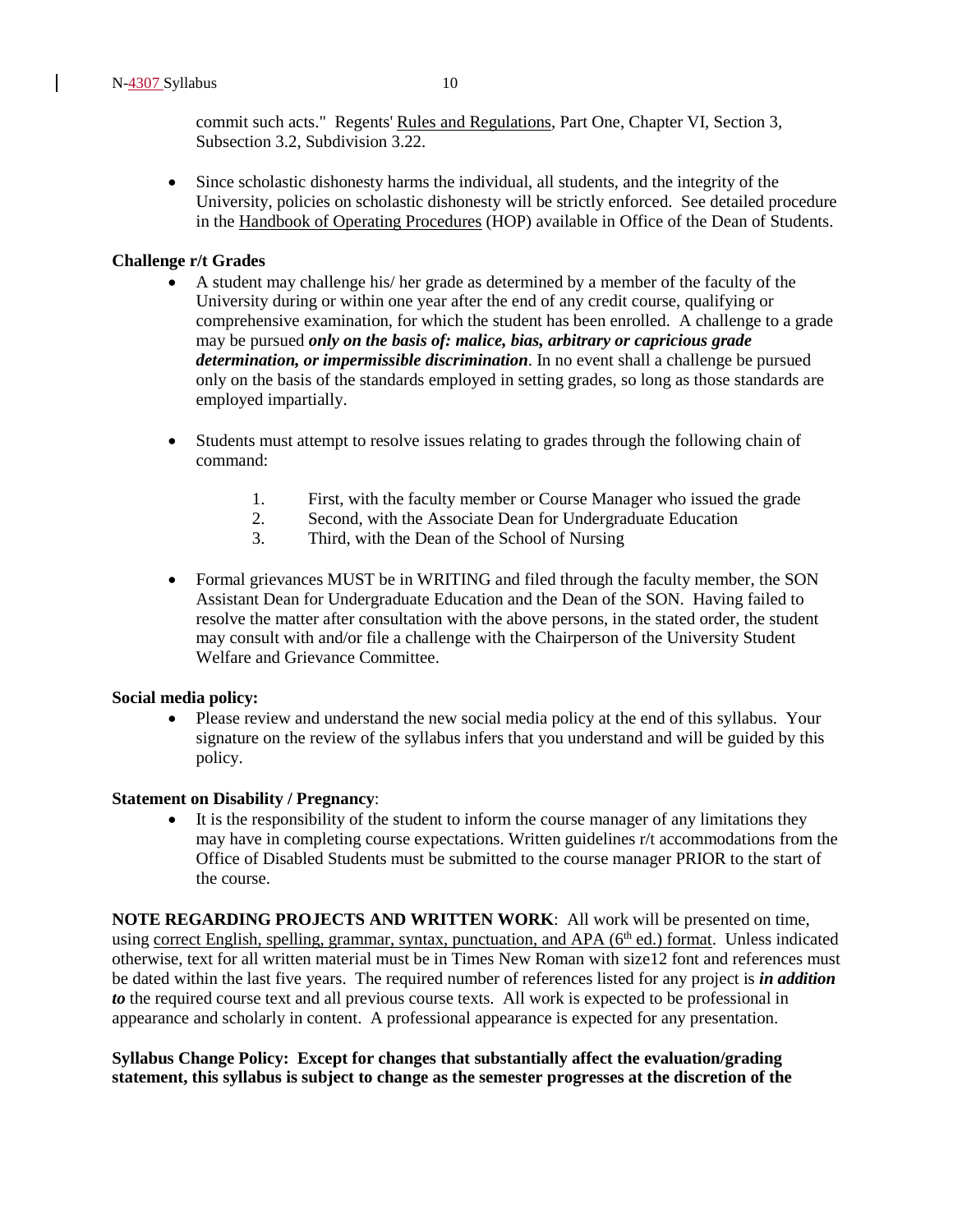commit such acts." Regents' Rules and Regulations, Part One, Chapter VI, Section 3, Subsection 3.2, Subdivision 3.22.

- Since scholastic dishonesty harms the individual, all students, and the integrity of the University, policies on scholastic dishonesty will be strictly enforced. See detailed procedure in the Handbook of Operating Procedures (HOP) available in Office of the Dean of Students.

**Challenge r/t Grades**

- A student may challenge his/ her grade as determined by a member of the faculty of the University during or within one year after the end of any credit course, qualifying or comprehensive examination, for which the student has been enrolled. A challenge to a grade may be pursued ***only on the basis of: malice, bias, arbitrary or capricious grade determination, or impermissible discrimination***. In no event shall a challenge be pursued only on the basis of the standards employed in setting grades, so long as those standards are employed impartially.

- Students must attempt to resolve issues relating to grades through the following chain of command:

  1. First, with the faculty member or Course Manager who issued the grade
  2. Second, with the Associate Dean for Undergraduate Education
  3. Third, with the Dean of the School of Nursing

- Formal grievances MUST be in WRITING and filed through the faculty member, the SON Assistant Dean for Undergraduate Education and the Dean of the SON. Having failed to resolve the matter after consultation with the above persons, in the stated order, the student may consult with and/or file a challenge with the Chairperson of the University Student Welfare and Grievance Committee.

**Social media policy:**

- Please review and understand the new social media policy at the end of this syllabus. Your signature on the review of the syllabus infers that you understand and will be guided by this policy.

**Statement on Disability / Pregnancy**:

- It is the responsibility of the student to inform the course manager of any limitations they may have in completing course expectations. Written guidelines r/t accommodations from the Office of Disabled Students must be submitted to the course manager PRIOR to the start of the course.

**NOTE REGARDING PROJECTS AND WRITTEN WORK**: All work will be presented on time, using correct English, spelling, grammar, syntax, punctuation, and APA (6th ed.) format. Unless indicated otherwise, text for all written material must be in Times New Roman with size12 font and references must be dated within the last five years. The required number of references listed for any project is ***in addition to*** the required course text and all previous course texts. All work is expected to be professional in appearance and scholarly in content. A professional appearance is expected for any presentation.

**Syllabus Change Policy: Except for changes that substantially affect the evaluation/grading statement, this syllabus is subject to change as the semester progresses at the discretion of the**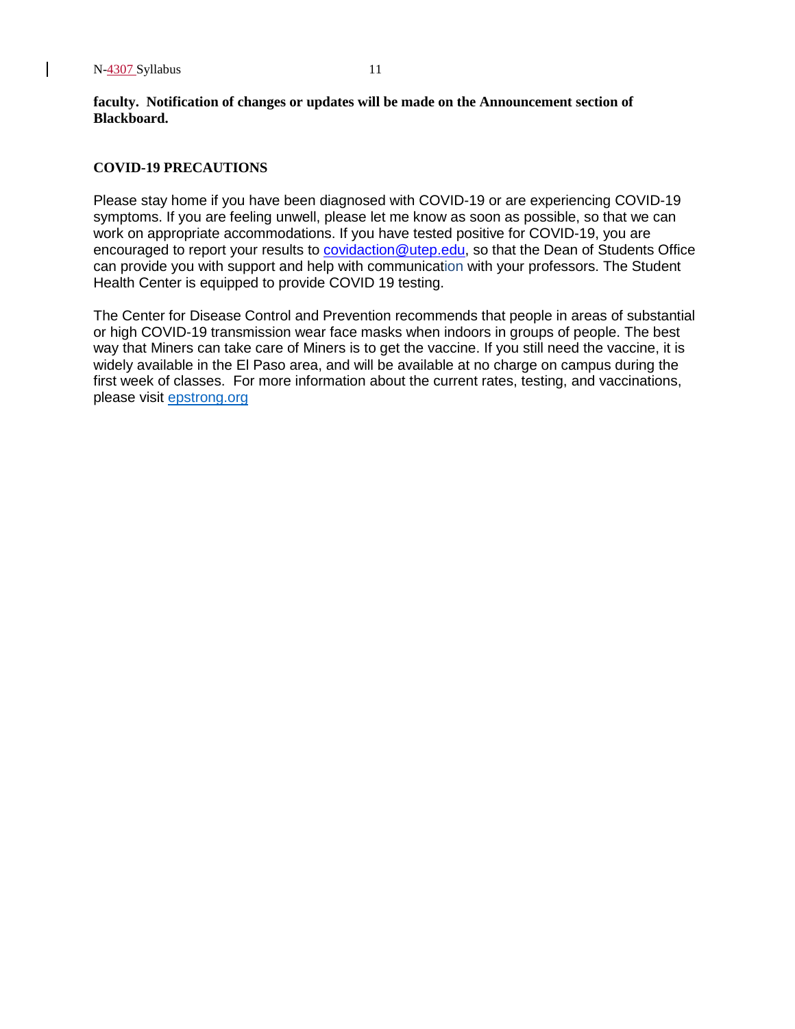**faculty. Notification of changes or updates will be made on the Announcement section of Blackboard.**

## COVID-19 PRECAUTIONS

Please stay home if you have been diagnosed with COVID-19 or are experiencing COVID-19 symptoms. If you are feeling unwell, please let me know as soon as possible, so that we can work on appropriate accommodations. If you have tested positive for COVID-19, you are encouraged to report your results to covidaction@utep.edu, so that the Dean of Students Office can provide you with support and help with communication with your professors. The Student Health Center is equipped to provide COVID 19 testing.

The Center for Disease Control and Prevention recommends that people in areas of substantial or high COVID-19 transmission wear face masks when indoors in groups of people. The best way that Miners can take care of Miners is to get the vaccine. If you still need the vaccine, it is widely available in the El Paso area, and will be available at no charge on campus during the first week of classes. For more information about the current rates, testing, and vaccinations, please visit epstrong.org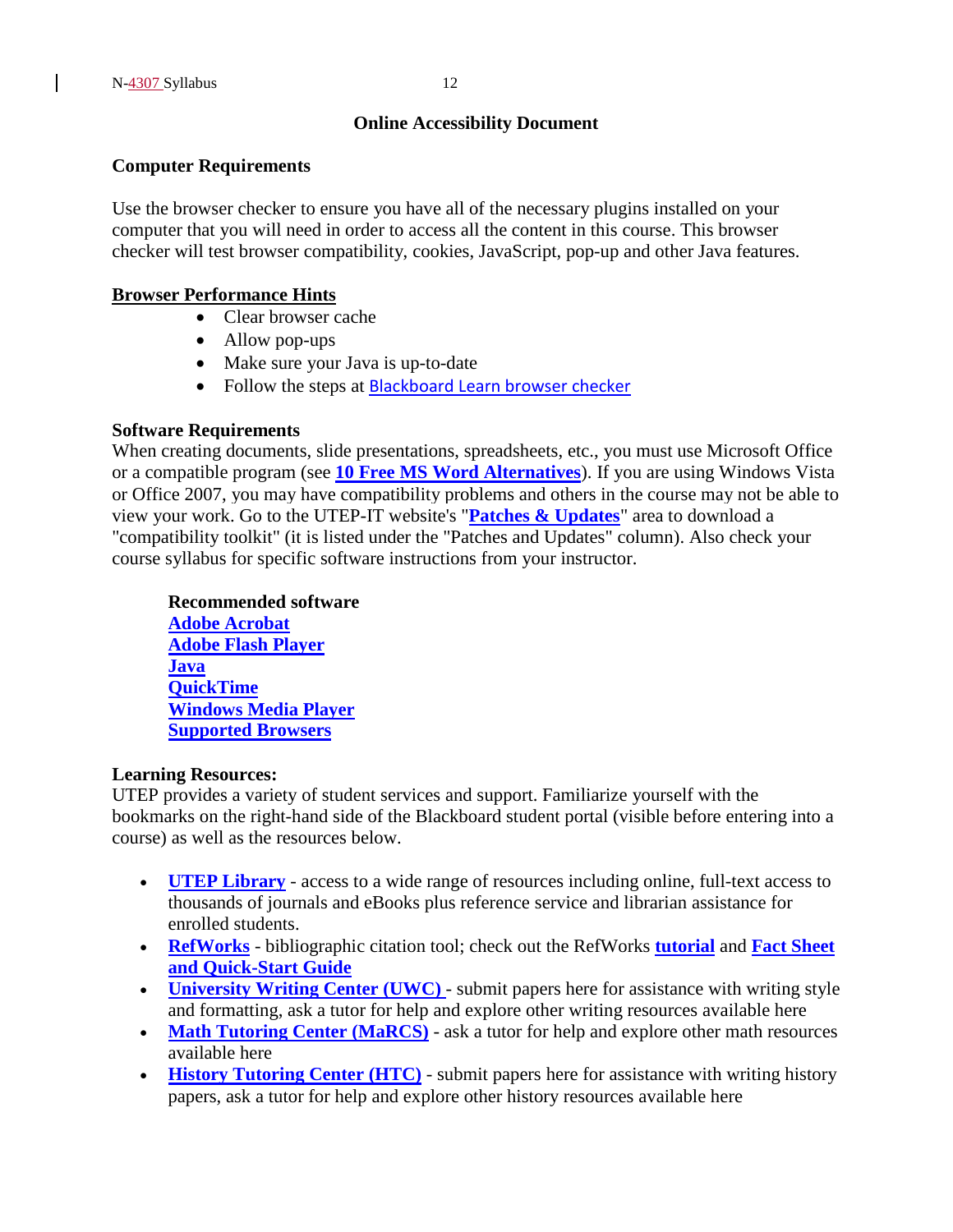## Online Accessibility Document

### Computer Requirements

Use the browser checker to ensure you have all of the necessary plugins installed on your computer that you will need in order to access all the content in this course. This browser checker will test browser compatibility, cookies, JavaScript, pop-up and other Java features.

**Browser Performance Hints**

- Clear browser cache
- Allow pop-ups
- Make sure your Java is up-to-date
- Follow the steps at Blackboard Learn browser checker

**Software Requirements**

When creating documents, slide presentations, spreadsheets, etc., you must use Microsoft Office or a compatible program (see **10 Free MS Word Alternatives**). If you are using Windows Vista or Office 2007, you may have compatibility problems and others in the course may not be able to view your work. Go to the UTEP-IT website's "**Patches & Updates**" area to download a "compatibility toolkit" (it is listed under the "Patches and Updates" column). Also check your course syllabus for specific software instructions from your instructor.

**Recommended software**

**Adobe Acrobat**
**Adobe Flash Player**
**Java**
**QuickTime**
**Windows Media Player**
**Supported Browsers**

**Learning Resources:**

UTEP provides a variety of student services and support. Familiarize yourself with the bookmarks on the right-hand side of the Blackboard student portal (visible before entering into a course) as well as the resources below.

- **UTEP Library** - access to a wide range of resources including online, full-text access to thousands of journals and eBooks plus reference service and librarian assistance for enrolled students.
- **RefWorks** - bibliographic citation tool; check out the RefWorks **tutorial** and **Fact Sheet and Quick-Start Guide**
- **University Writing Center (UWC)** - submit papers here for assistance with writing style and formatting, ask a tutor for help and explore other writing resources available here
- **Math Tutoring Center (MaRCS)** - ask a tutor for help and explore other math resources available here
- **History Tutoring Center (HTC)** - submit papers here for assistance with writing history papers, ask a tutor for help and explore other history resources available here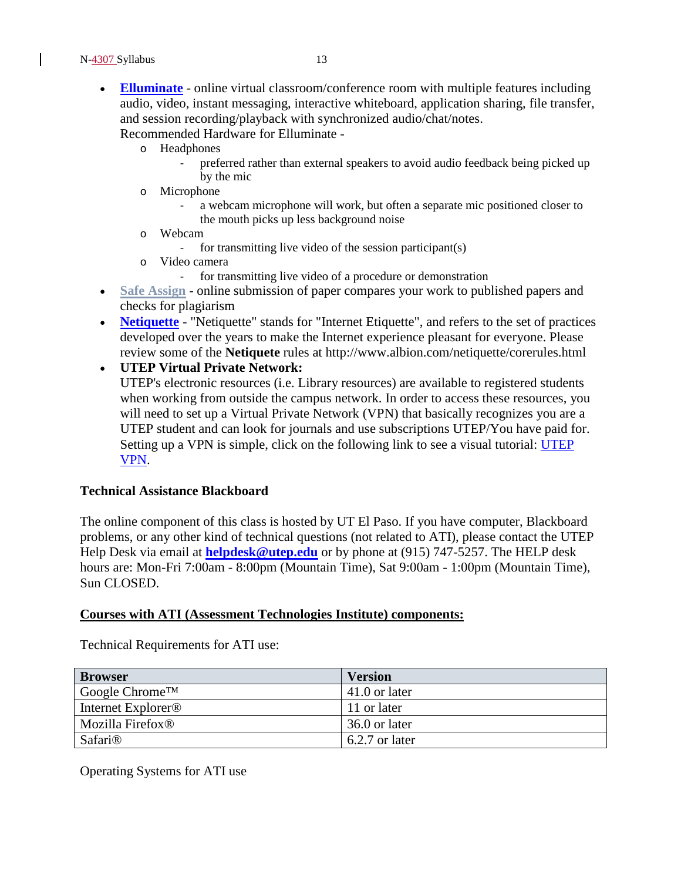- **Elluminate** - online virtual classroom/conference room with multiple features including audio, video, instant messaging, interactive whiteboard, application sharing, file transfer, and session recording/playback with synchronized audio/chat/notes.
  Recommended Hardware for Elluminate -
  - Headphones
    - preferred rather than external speakers to avoid audio feedback being picked up by the mic
  - Microphone
    - a webcam microphone will work, but often a separate mic positioned closer to the mouth picks up less background noise
  - Webcam
    - for transmitting live video of the session participant(s)
  - Video camera
    - for transmitting live video of a procedure or demonstration
- **Safe Assign** - online submission of paper compares your work to published papers and checks for plagiarism
- **Netiquette** - "Netiquette" stands for "Internet Etiquette", and refers to the set of practices developed over the years to make the Internet experience pleasant for everyone. Please review some of the **Netiquete** rules at http://www.albion.com/netiquette/corerules.html
- **UTEP Virtual Private Network:**
  UTEP's electronic resources (i.e. Library resources) are available to registered students when working from outside the campus network. In order to access these resources, you will need to set up a Virtual Private Network (VPN) that basically recognizes you are a UTEP student and can look for journals and use subscriptions UTEP/You have paid for. Setting up a VPN is simple, click on the following link to see a visual tutorial: UTEP VPN.

**Technical Assistance Blackboard**

The online component of this class is hosted by UT El Paso. If you have computer, Blackboard problems, or any other kind of technical questions (not related to ATI), please contact the UTEP Help Desk via email at **helpdesk@utep.edu** or by phone at (915) 747-5257. The HELP desk hours are: Mon-Fri 7:00am - 8:00pm (Mountain Time), Sat 9:00am - 1:00pm (Mountain Time), Sun CLOSED.

**Courses with ATI (Assessment Technologies Institute) components:**

Technical Requirements for ATI use:

| Browser | Version |
|---|---|
| Google Chrome™ | 41.0 or later |
| Internet Explorer® | 11 or later |
| Mozilla Firefox® | 36.0 or later |
| Safari® | 6.2.7 or later |

Operating Systems for ATI use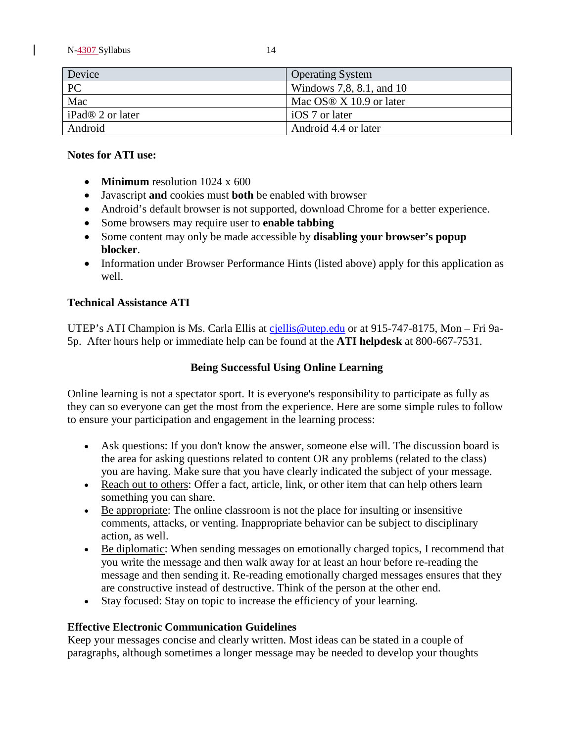| Device | Operating System |
| --- | --- |
| PC | Windows 7,8, 8.1, and 10 |
| Mac | Mac OS® X 10.9 or later |
| iPad® 2 or later | iOS 7 or later |
| Android | Android 4.4 or later |

**Notes for ATI use:**

- **Minimum** resolution 1024 x 600
- Javascript **and** cookies must **both** be enabled with browser
- Android's default browser is not supported, download Chrome for a better experience.
- Some browsers may require user to **enable tabbing**
- Some content may only be made accessible by **disabling your browser's popup blocker**.
- Information under Browser Performance Hints (listed above) apply for this application as well.

**Technical Assistance ATI**

UTEP's ATI Champion is Ms. Carla Ellis at cjellis@utep.edu or at 915-747-8175, Mon – Fri 9a-5p. After hours help or immediate help can be found at the **ATI helpdesk** at 800-667-7531.

## Being Successful Using Online Learning

Online learning is not a spectator sport. It is everyone's responsibility to participate as fully as they can so everyone can get the most from the experience. Here are some simple rules to follow to ensure your participation and engagement in the learning process:

- Ask questions: If you don't know the answer, someone else will. The discussion board is the area for asking questions related to content OR any problems (related to the class) you are having. Make sure that you have clearly indicated the subject of your message.
- Reach out to others: Offer a fact, article, link, or other item that can help others learn something you can share.
- Be appropriate: The online classroom is not the place for insulting or insensitive comments, attacks, or venting. Inappropriate behavior can be subject to disciplinary action, as well.
- Be diplomatic: When sending messages on emotionally charged topics, I recommend that you write the message and then walk away for at least an hour before re-reading the message and then sending it. Re-reading emotionally charged messages ensures that they are constructive instead of destructive. Think of the person at the other end.
- Stay focused: Stay on topic to increase the efficiency of your learning.

**Effective Electronic Communication Guidelines**

Keep your messages concise and clearly written. Most ideas can be stated in a couple of paragraphs, although sometimes a longer message may be needed to develop your thoughts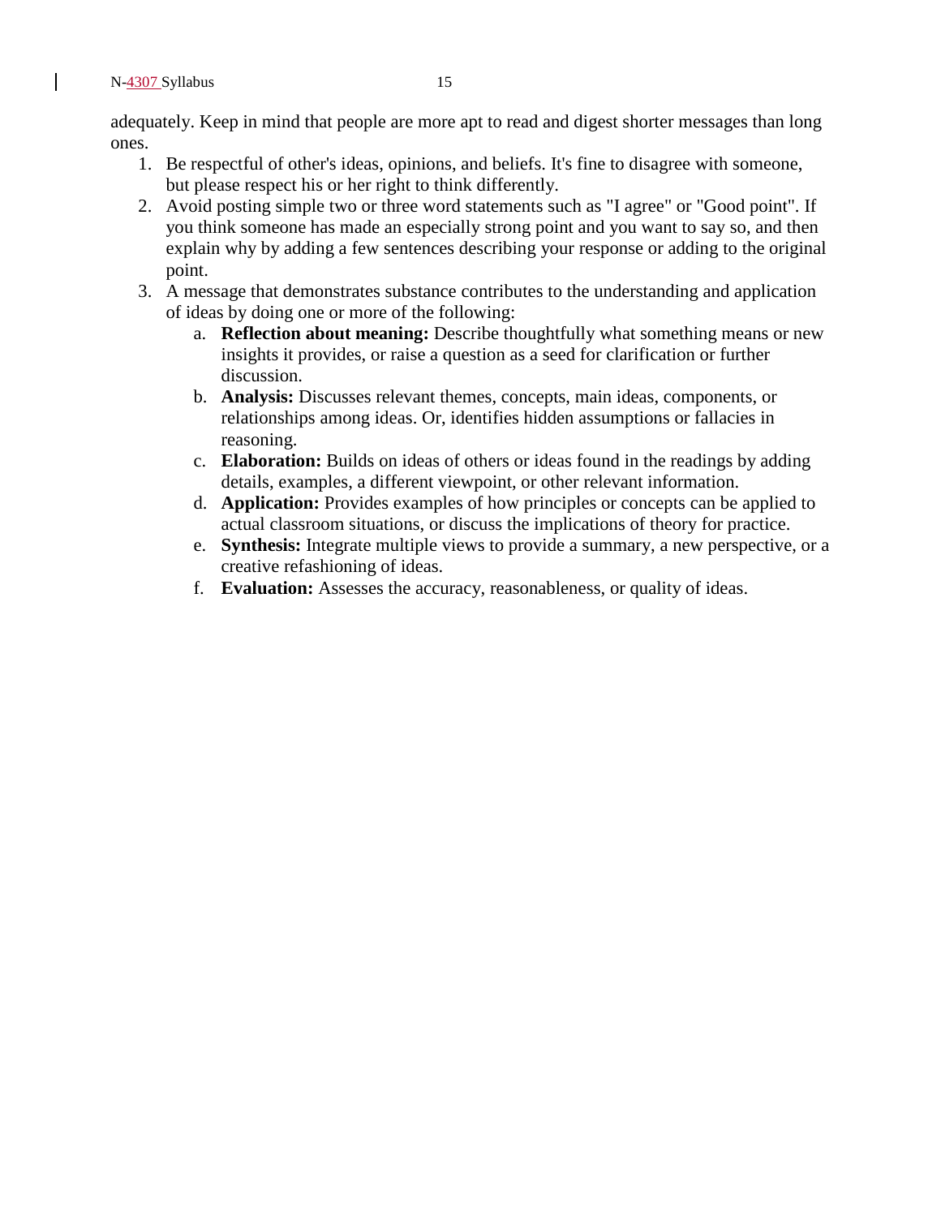adequately. Keep in mind that people are more apt to read and digest shorter messages than long ones.

1. Be respectful of other's ideas, opinions, and beliefs. It's fine to disagree with someone, but please respect his or her right to think differently.
2. Avoid posting simple two or three word statements such as "I agree" or "Good point". If you think someone has made an especially strong point and you want to say so, and then explain why by adding a few sentences describing your response or adding to the original point.
3. A message that demonstrates substance contributes to the understanding and application of ideas by doing one or more of the following:
   a. **Reflection about meaning:** Describe thoughtfully what something means or new insights it provides, or raise a question as a seed for clarification or further discussion.
   b. **Analysis:** Discusses relevant themes, concepts, main ideas, components, or relationships among ideas. Or, identifies hidden assumptions or fallacies in reasoning.
   c. **Elaboration:** Builds on ideas of others or ideas found in the readings by adding details, examples, a different viewpoint, or other relevant information.
   d. **Application:** Provides examples of how principles or concepts can be applied to actual classroom situations, or discuss the implications of theory for practice.
   e. **Synthesis:** Integrate multiple views to provide a summary, a new perspective, or a creative refashioning of ideas.
   f. **Evaluation:** Assesses the accuracy, reasonableness, or quality of ideas.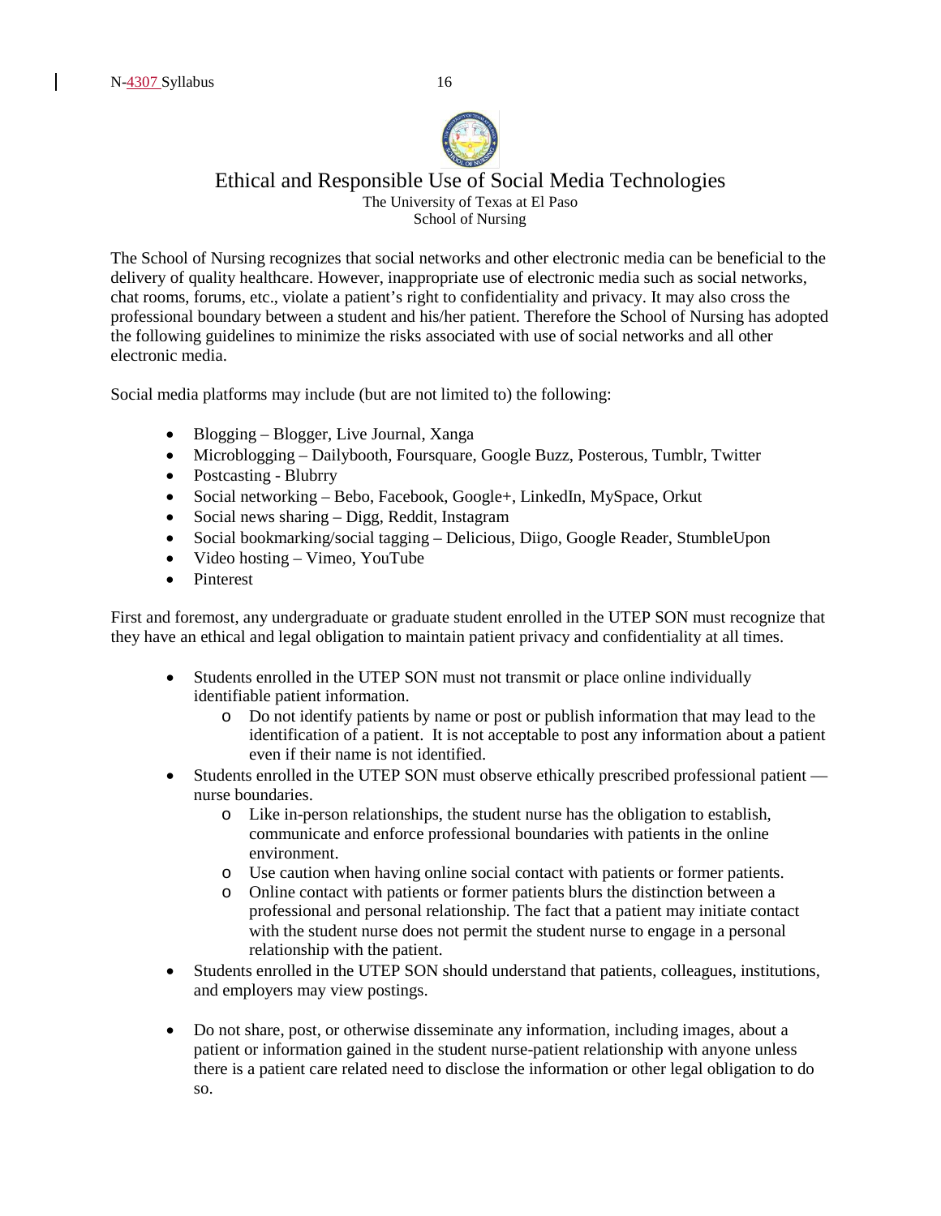# Ethical and Responsible Use of Social Media Technologies

The University of Texas at El Paso
School of Nursing

The School of Nursing recognizes that social networks and other electronic media can be beneficial to the delivery of quality healthcare. However, inappropriate use of electronic media such as social networks, chat rooms, forums, etc., violate a patient's right to confidentiality and privacy. It may also cross the professional boundary between a student and his/her patient. Therefore the School of Nursing has adopted the following guidelines to minimize the risks associated with use of social networks and all other electronic media.

Social media platforms may include (but are not limited to) the following:

- Blogging – Blogger, Live Journal, Xanga
- Microblogging – Dailybooth, Foursquare, Google Buzz, Posterous, Tumblr, Twitter
- Postcasting - Blubrry
- Social networking – Bebo, Facebook, Google+, LinkedIn, MySpace, Orkut
- Social news sharing – Digg, Reddit, Instagram
- Social bookmarking/social tagging – Delicious, Diigo, Google Reader, StumbleUpon
- Video hosting – Vimeo, YouTube
- Pinterest

First and foremost, any undergraduate or graduate student enrolled in the UTEP SON must recognize that they have an ethical and legal obligation to maintain patient privacy and confidentiality at all times.

- Students enrolled in the UTEP SON must not transmit or place online individually identifiable patient information.
  - Do not identify patients by name or post or publish information that may lead to the identification of a patient. It is not acceptable to post any information about a patient even if their name is not identified.
- Students enrolled in the UTEP SON must observe ethically prescribed professional patient — nurse boundaries.
  - Like in-person relationships, the student nurse has the obligation to establish, communicate and enforce professional boundaries with patients in the online environment.
  - Use caution when having online social contact with patients or former patients.
  - Online contact with patients or former patients blurs the distinction between a professional and personal relationship. The fact that a patient may initiate contact with the student nurse does not permit the student nurse to engage in a personal relationship with the patient.
- Students enrolled in the UTEP SON should understand that patients, colleagues, institutions, and employers may view postings.
- Do not share, post, or otherwise disseminate any information, including images, about a patient or information gained in the student nurse-patient relationship with anyone unless there is a patient care related need to disclose the information or other legal obligation to do so.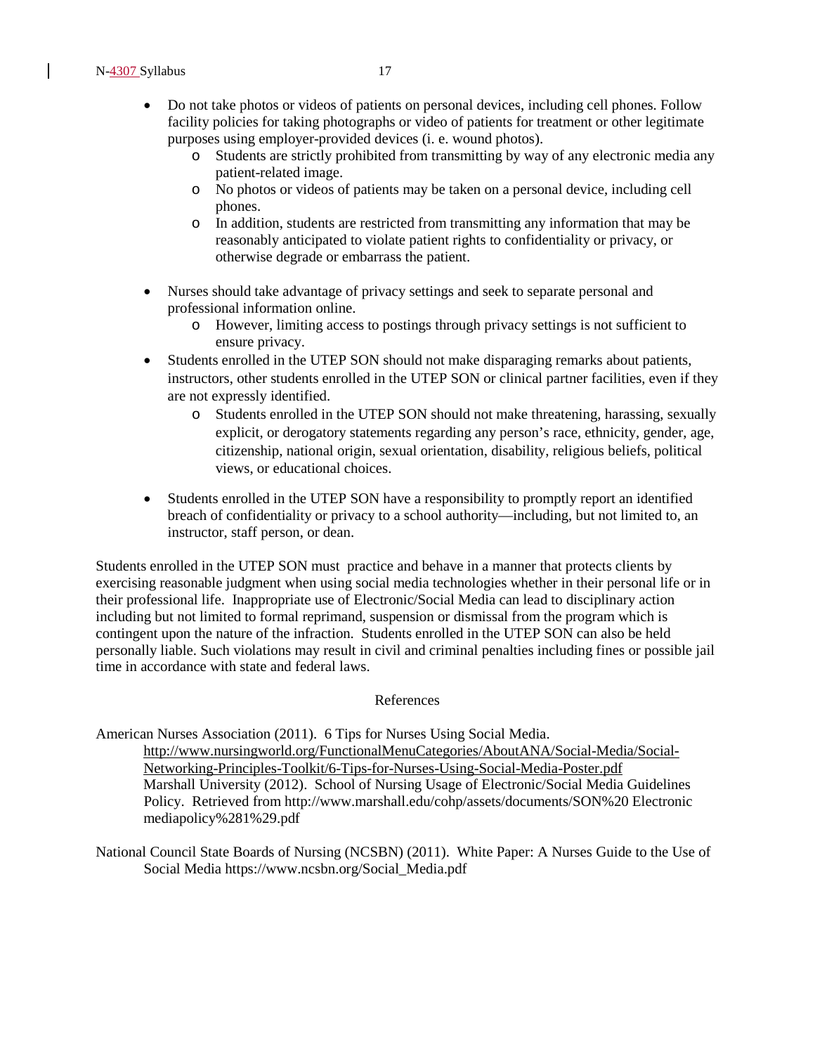- Do not take photos or videos of patients on personal devices, including cell phones. Follow facility policies for taking photographs or video of patients for treatment or other legitimate purposes using employer-provided devices (i. e. wound photos).
  - Students are strictly prohibited from transmitting by way of any electronic media any patient-related image.
  - No photos or videos of patients may be taken on a personal device, including cell phones.
  - In addition, students are restricted from transmitting any information that may be reasonably anticipated to violate patient rights to confidentiality or privacy, or otherwise degrade or embarrass the patient.

- Nurses should take advantage of privacy settings and seek to separate personal and professional information online.
  - However, limiting access to postings through privacy settings is not sufficient to ensure privacy.
- Students enrolled in the UTEP SON should not make disparaging remarks about patients, instructors, other students enrolled in the UTEP SON or clinical partner facilities, even if they are not expressly identified.
  - Students enrolled in the UTEP SON should not make threatening, harassing, sexually explicit, or derogatory statements regarding any person's race, ethnicity, gender, age, citizenship, national origin, sexual orientation, disability, religious beliefs, political views, or educational choices.

- Students enrolled in the UTEP SON have a responsibility to promptly report an identified breach of confidentiality or privacy to a school authority—including, but not limited to, an instructor, staff person, or dean.

Students enrolled in the UTEP SON must practice and behave in a manner that protects clients by exercising reasonable judgment when using social media technologies whether in their personal life or in their professional life. Inappropriate use of Electronic/Social Media can lead to disciplinary action including but not limited to formal reprimand, suspension or dismissal from the program which is contingent upon the nature of the infraction. Students enrolled in the UTEP SON can also be held personally liable. Such violations may result in civil and criminal penalties including fines or possible jail time in accordance with state and federal laws.

## References

American Nurses Association (2011). 6 Tips for Nurses Using Social Media. http://www.nursingworld.org/FunctionalMenuCategories/AboutANA/Social-Media/Social-Networking-Principles-Toolkit/6-Tips-for-Nurses-Using-Social-Media-Poster.pdf Marshall University (2012). School of Nursing Usage of Electronic/Social Media Guidelines Policy. Retrieved from http://www.marshall.edu/cohp/assets/documents/SON%20 Electronic mediapolicy%281%29.pdf

National Council State Boards of Nursing (NCSBN) (2011). White Paper: A Nurses Guide to the Use of Social Media https://www.ncsbn.org/Social_Media.pdf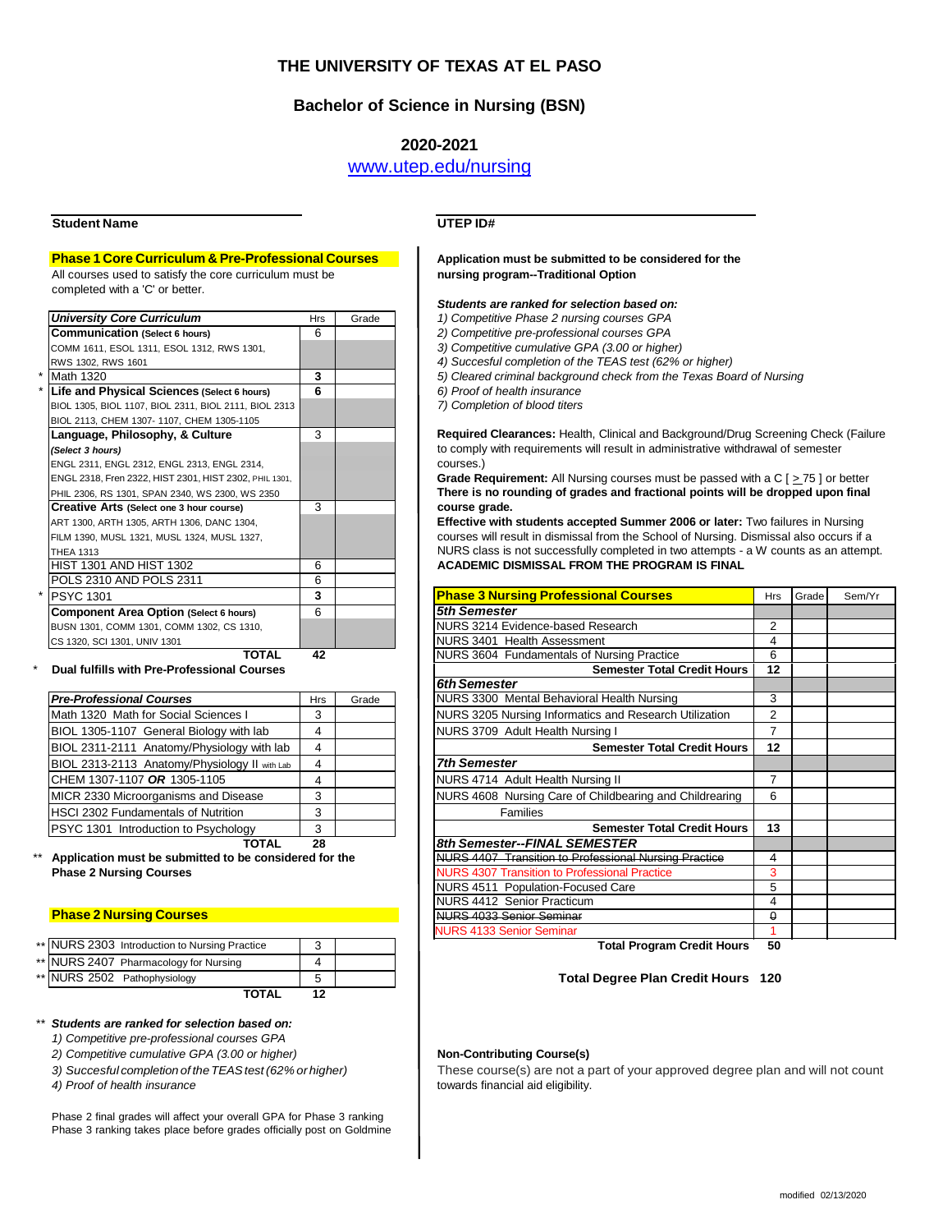# THE UNIVERSITY OF TEXAS AT EL PASO

## Bachelor of Science in Nursing (BSN)

### 2020-2021

www.utep.edu/nursing

**Student Name** \_\_\_\_\_\_\_\_\_\_\_\_\_\_\_\_\_\_\_\_ **UTEP ID#** \_\_\_\_\_\_\_\_\_\_\_\_\_\_\_\_\_\_\_\_

**Phase 1 Core Curriculum & Pre-Professional Courses**

All courses used to satisfy the core curriculum must be completed with a 'C' or better.

| | *University Core Curriculum* | Hrs | Grade |
|---|---|---|---|
| | **Communication (Select 6 hours)** | 6 | |
| | COMM 1611, ESOL 1311, ESOL 1312, RWS 1301, RWS 1302, RWS 1601 | | |
| * | Math 1320 | **3** | |
| * | **Life and Physical Sciences (Select 6 hours)** | **6** | |
| | BIOL 1305, BIOL 1107, BIOL 2311, BIOL 2111, BIOL 2313 BIOL 2113, CHEM 1307- 1107, CHEM 1305-1105 | | |
| | **Language, Philosophy, & Culture** *(Select 3 hours)* | 3 | |
| | ENGL 2311, ENGL 2312, ENGL 2313, ENGL 2314, ENGL 2318, Fren 2322, HIST 2301, HIST 2302, PHIL 1301, PHIL 2306, RS 1301, SPAN 2340, WS 2300, WS 2350 | | |
| | **Creative Arts (Select one 3 hour course)** | 3 | |
| | ART 1300, ARTH 1305, ARTH 1306, DANC 1304, FILM 1390, MUSL 1321, MUSL 1324, MUSL 1327, THEA 1313 | | |
| | HIST 1301 AND HIST 1302 | 6 | |
| | POLS 2310 AND POLS 2311 | 6 | |
| * | PSYC 1301 | **3** | |
| | **Component Area Option (Select 6 hours)** | 6 | |
| | BUSN 1301, COMM 1301, COMM 1302, CS 1310, CS 1320, SCI 1301, UNIV 1301 | | |
| | **TOTAL** | **42** | |

\* **Dual fulfills with Pre-Professional Courses**

| *Pre-Professional Courses* | Hrs | Grade |
|---|---|---|
| Math 1320 Math for Social Sciences I | 3 | |
| BIOL 1305-1107 General Biology with lab | 4 | |
| BIOL 2311-2111 Anatomy/Physiology with lab | 4 | |
| BIOL 2313-2113 Anatomy/Physiology II with Lab | 4 | |
| CHEM 1307-1107 ***OR*** 1305-1105 | 4 | |
| MICR 2330 Microorganisms and Disease | 3 | |
| HSCI 2302 Fundamentals of Nutrition | 3 | |
| PSYC 1301 Introduction to Psychology | 3 | |
| **TOTAL** | **28** | |

\*\* **Application must be submitted to be considered for the Phase 2 Nursing Courses**

**Phase 2 Nursing Courses**

| | | | |
|---|---|---|---|
| ** | NURS 2303 Introduction to Nursing Practice | 3 | |
| ** | NURS 2407 Pharmacology for Nursing | 4 | |
| ** | NURS 2502 Pathophysiology | 5 | |
| | **TOTAL** | **12** | |

\*\* ***Students are ranked for selection based on:***

*1) Competitive pre-professional courses GPA*
*2) Competitive cumulative GPA (3.00 or higher)*
*3) Succesful completion of the TEAS test (62% or higher)*
*4) Proof of health insurance*

Phase 2 final grades will affect your overall GPA for Phase 3 ranking
Phase 3 ranking takes place before grades officially post on Goldmine

**Application must be submitted to be considered for the nursing program--Traditional Option**

***Students are ranked for selection based on:***

*1) Competitive Phase 2 nursing courses GPA*
*2) Competitive pre-professional courses GPA*
*3) Competitive cumulative GPA (3.00 or higher)*
*4) Succesful completion of the TEAS test (62% or higher)*
*5) Cleared criminal background check from the Texas Board of Nursing*
*6) Proof of health insurance*
*7) Completion of blood titers*

**Required Clearances:** Health, Clinical and Background/Drug Screening Check (Failure to comply with requirements will result in administrative withdrawal of semester courses.)

**Grade Requirement:** All Nursing courses must be passed with a C [ > 75 ] or better **There is no rounding of grades and fractional points will be dropped upon final course grade.**

**Effective with students accepted Summer 2006 or later:** Two failures in Nursing courses will result in dismissal from the School of Nursing. Dismissal also occurs if a NURS class is not successfully completed in two attempts - a W counts as an attempt. **ACADEMIC DISMISSAL FROM THE PROGRAM IS FINAL**

| **Phase 3 Nursing Professional Courses** | Hrs | Grade | Sem/Yr |
|---|---|---|---|
| ***5th Semester*** | | | |
| NURS 3214 Evidence-based Research | 2 | | |
| NURS 3401 Health Assessment | 4 | | |
| NURS 3604 Fundamentals of Nursing Practice | 6 | | |
| **Semester Total Credit Hours** | **12** | | |
| ***6th Semester*** | | | |
| NURS 3300 Mental Behavioral Health Nursing | 3 | | |
| NURS 3205 Nursing Informatics and Research Utilization | 2 | | |
| NURS 3709 Adult Health Nursing I | 7 | | |
| **Semester Total Credit Hours** | **12** | | |
| ***7th Semester*** | | | |
| NURS 4714 Adult Health Nursing II | 7 | | |
| NURS 4608 Nursing Care of Childbearing and Childrearing Families | 6 | | |
| **Semester Total Credit Hours** | **13** | | |
| ***8th Semester--FINAL SEMESTER*** | | | |
| ~~NURS 4407 Transition to Professional Nursing Practice~~ | ~~4~~ | | |
| NURS 4307 Transition to Professional Practice | 3 | | |
| NURS 4511 Population-Focused Care | 5 | | |
| NURS 4412 Senior Practicum | 4 | | |
| ~~NURS 4033 Senior Seminar~~ | ~~0~~ | | |
| NURS 4133 Senior Seminar | 1 | | |
| **Total Program Credit Hours** | **50** | | |

**Total Degree Plan Credit Hours 120**

**Non-Contributing Course(s)**

These course(s) are not a part of your approved degree plan and will not count towards financial aid eligibility.

modified 02/13/2020